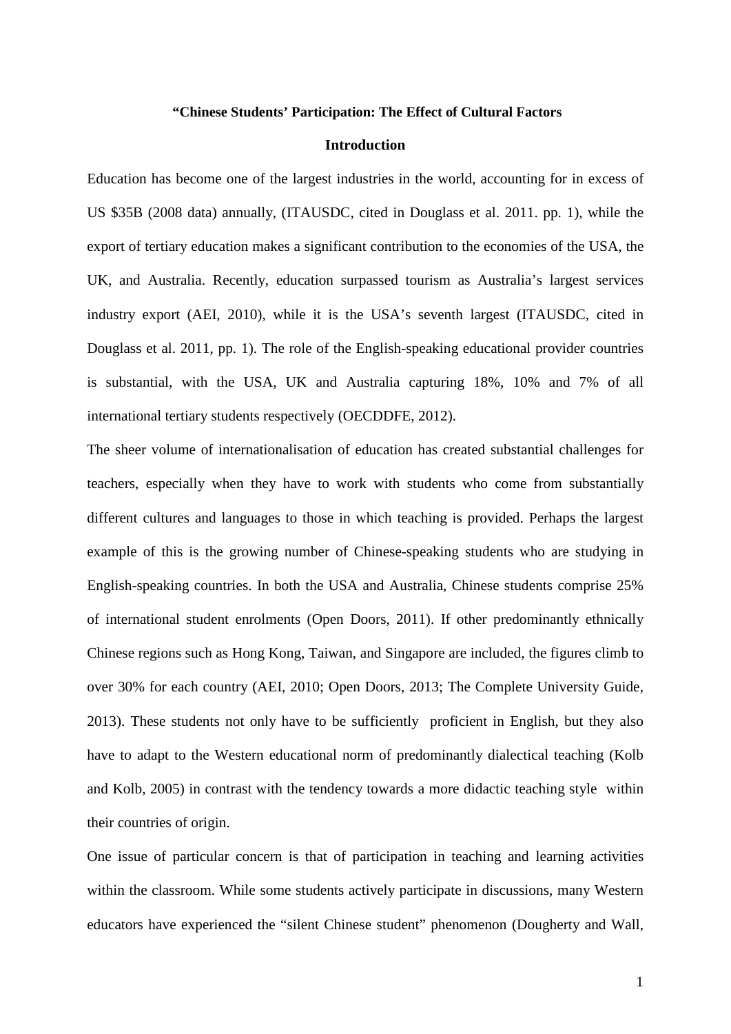**“Chinese Students’ Participation: The Effect of Cultural Factors**

**Introduction**

Education has become one of the largest industries in the world, accounting for in excess of US $35B (2008 data) annually, (ITAUSDC, cited in Douglass et al. 2011. pp. 1), while the export of tertiary education makes a significant contribution to the economies of the USA, the UK, and Australia. Recently, education surpassed tourism as Australia’s largest services industry export (AEI, 2010), while it is the USA’s seventh largest (ITAUSDC, cited in Douglass et al. 2011, pp. 1). The role of the English-speaking educational provider countries is substantial, with the USA, UK and Australia capturing 18%, 10% and 7% of all international tertiary students respectively (OECDDFE, 2012).

The sheer volume of internationalisation of education has created substantial challenges for teachers, especially when they have to work with students who come from substantially different cultures and languages to those in which teaching is provided. Perhaps the largest example of this is the growing number of Chinese-speaking students who are studying in English-speaking countries. In both the USA and Australia, Chinese students comprise 25% of international student enrolments (Open Doors, 2011). If other predominantly ethnically Chinese regions such as Hong Kong, Taiwan, and Singapore are included, the figures climb to over 30% for each country (AEI, 2010; Open Doors, 2013; The Complete University Guide, 2013). These students not only have to be sufficiently proficient in English, but they also have to adapt to the Western educational norm of predominantly dialectical teaching (Kolb and Kolb, 2005) in contrast with the tendency towards a more didactic teaching style within their countries of origin.

One issue of particular concern is that of participation in teaching and learning activities within the classroom. While some students actively participate in discussions, many Western educators have experienced the “silent Chinese student” phenomenon (Dougherty and Wall,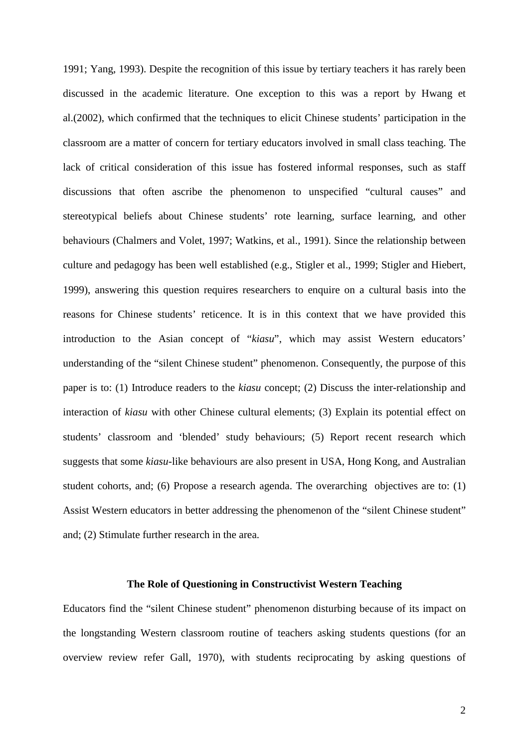1991; Yang, 1993). Despite the recognition of this issue by tertiary teachers it has rarely been discussed in the academic literature. One exception to this was a report by Hwang et al.(2002), which confirmed that the techniques to elicit Chinese students' participation in the classroom are a matter of concern for tertiary educators involved in small class teaching. The lack of critical consideration of this issue has fostered informal responses, such as staff discussions that often ascribe the phenomenon to unspecified "cultural causes" and stereotypical beliefs about Chinese students' rote learning, surface learning, and other behaviours (Chalmers and Volet, 1997; Watkins, et al., 1991). Since the relationship between culture and pedagogy has been well established (e.g., Stigler et al., 1999; Stigler and Hiebert, 1999), answering this question requires researchers to enquire on a cultural basis into the reasons for Chinese students' reticence. It is in this context that we have provided this introduction to the Asian concept of "*kiasu*", which may assist Western educators' understanding of the "silent Chinese student" phenomenon. Consequently, the purpose of this paper is to: (1) Introduce readers to the *kiasu* concept; (2) Discuss the inter-relationship and interaction of *kiasu* with other Chinese cultural elements; (3) Explain its potential effect on students' classroom and 'blended' study behaviours; (5) Report recent research which suggests that some *kiasu*-like behaviours are also present in USA, Hong Kong, and Australian student cohorts, and; (6) Propose a research agenda. The overarching objectives are to: (1) Assist Western educators in better addressing the phenomenon of the "silent Chinese student" and; (2) Stimulate further research in the area.

## The Role of Questioning in Constructivist Western Teaching

Educators find the "silent Chinese student" phenomenon disturbing because of its impact on the longstanding Western classroom routine of teachers asking students questions (for an overview review refer Gall, 1970), with students reciprocating by asking questions of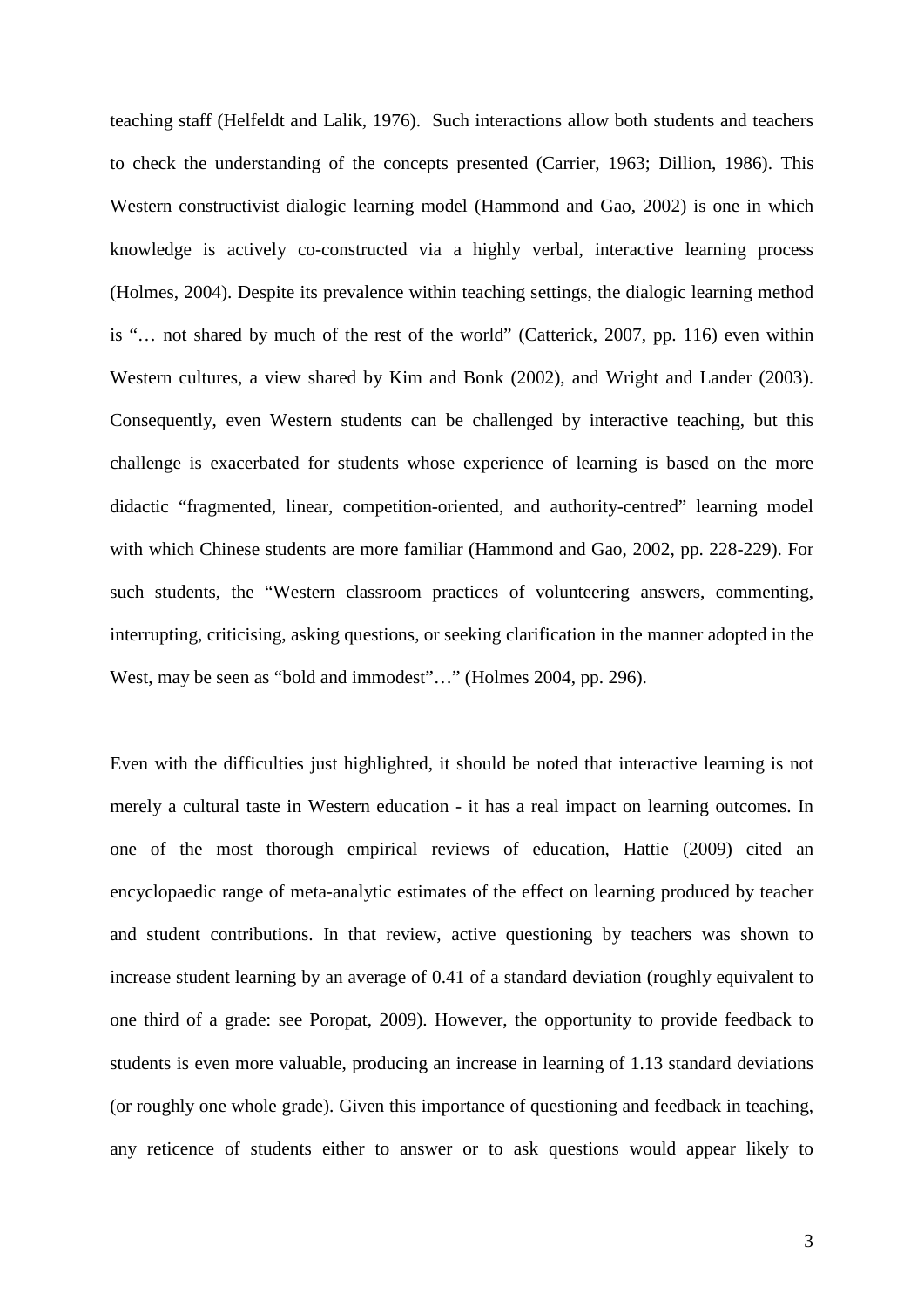teaching staff (Helfeldt and Lalik, 1976). Such interactions allow both students and teachers to check the understanding of the concepts presented (Carrier, 1963; Dillion, 1986). This Western constructivist dialogic learning model (Hammond and Gao, 2002) is one in which knowledge is actively co-constructed via a highly verbal, interactive learning process (Holmes, 2004). Despite its prevalence within teaching settings, the dialogic learning method is "… not shared by much of the rest of the world" (Catterick, 2007, pp. 116) even within Western cultures, a view shared by Kim and Bonk (2002), and Wright and Lander (2003). Consequently, even Western students can be challenged by interactive teaching, but this challenge is exacerbated for students whose experience of learning is based on the more didactic "fragmented, linear, competition-oriented, and authority-centred" learning model with which Chinese students are more familiar (Hammond and Gao, 2002, pp. 228-229). For such students, the "Western classroom practices of volunteering answers, commenting, interrupting, criticising, asking questions, or seeking clarification in the manner adopted in the West, may be seen as "bold and immodest"…" (Holmes 2004, pp. 296).

Even with the difficulties just highlighted, it should be noted that interactive learning is not merely a cultural taste in Western education - it has a real impact on learning outcomes. In one of the most thorough empirical reviews of education, Hattie (2009) cited an encyclopaedic range of meta-analytic estimates of the effect on learning produced by teacher and student contributions. In that review, active questioning by teachers was shown to increase student learning by an average of 0.41 of a standard deviation (roughly equivalent to one third of a grade: see Poropat, 2009). However, the opportunity to provide feedback to students is even more valuable, producing an increase in learning of 1.13 standard deviations (or roughly one whole grade). Given this importance of questioning and feedback in teaching, any reticence of students either to answer or to ask questions would appear likely to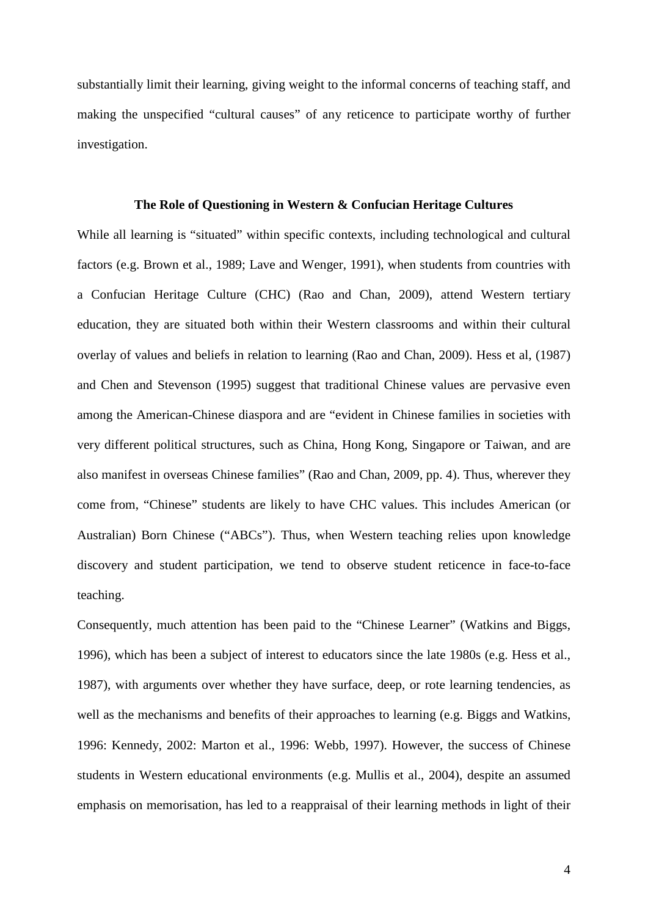substantially limit their learning, giving weight to the informal concerns of teaching staff, and making the unspecified "cultural causes" of any reticence to participate worthy of further investigation.

## The Role of Questioning in Western & Confucian Heritage Cultures

While all learning is "situated" within specific contexts, including technological and cultural factors (e.g. Brown et al., 1989; Lave and Wenger, 1991), when students from countries with a Confucian Heritage Culture (CHC) (Rao and Chan, 2009), attend Western tertiary education, they are situated both within their Western classrooms and within their cultural overlay of values and beliefs in relation to learning (Rao and Chan, 2009). Hess et al, (1987) and Chen and Stevenson (1995) suggest that traditional Chinese values are pervasive even among the American-Chinese diaspora and are "evident in Chinese families in societies with very different political structures, such as China, Hong Kong, Singapore or Taiwan, and are also manifest in overseas Chinese families" (Rao and Chan, 2009, pp. 4). Thus, wherever they come from, "Chinese" students are likely to have CHC values. This includes American (or Australian) Born Chinese ("ABCs"). Thus, when Western teaching relies upon knowledge discovery and student participation, we tend to observe student reticence in face-to-face teaching.

Consequently, much attention has been paid to the "Chinese Learner" (Watkins and Biggs, 1996), which has been a subject of interest to educators since the late 1980s (e.g. Hess et al., 1987), with arguments over whether they have surface, deep, or rote learning tendencies, as well as the mechanisms and benefits of their approaches to learning (e.g. Biggs and Watkins, 1996: Kennedy, 2002: Marton et al., 1996: Webb, 1997). However, the success of Chinese students in Western educational environments (e.g. Mullis et al., 2004), despite an assumed emphasis on memorisation, has led to a reappraisal of their learning methods in light of their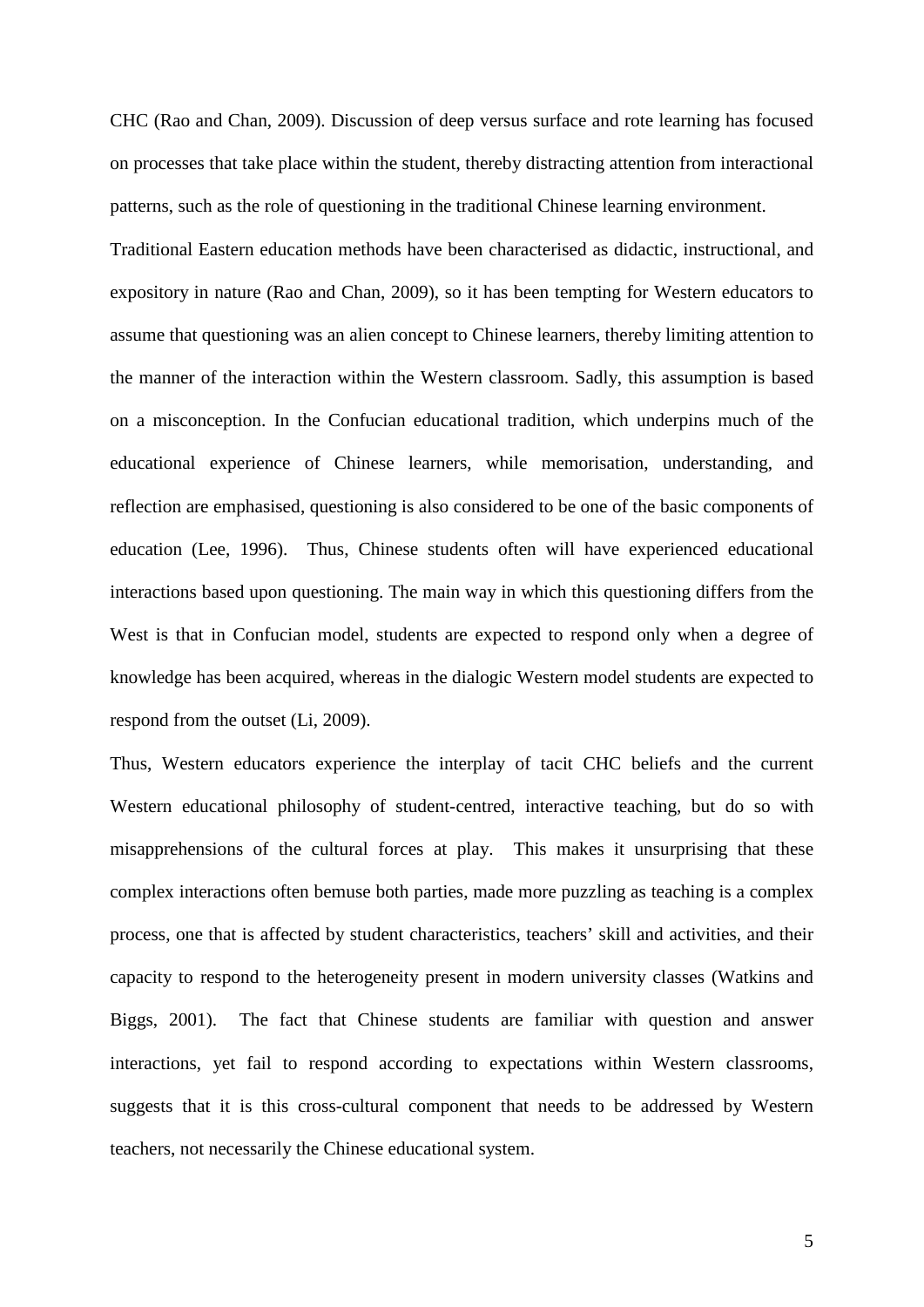CHC (Rao and Chan, 2009). Discussion of deep versus surface and rote learning has focused on processes that take place within the student, thereby distracting attention from interactional patterns, such as the role of questioning in the traditional Chinese learning environment.

Traditional Eastern education methods have been characterised as didactic, instructional, and expository in nature (Rao and Chan, 2009), so it has been tempting for Western educators to assume that questioning was an alien concept to Chinese learners, thereby limiting attention to the manner of the interaction within the Western classroom. Sadly, this assumption is based on a misconception. In the Confucian educational tradition, which underpins much of the educational experience of Chinese learners, while memorisation, understanding, and reflection are emphasised, questioning is also considered to be one of the basic components of education (Lee, 1996). Thus, Chinese students often will have experienced educational interactions based upon questioning. The main way in which this questioning differs from the West is that in Confucian model, students are expected to respond only when a degree of knowledge has been acquired, whereas in the dialogic Western model students are expected to respond from the outset (Li, 2009).

Thus, Western educators experience the interplay of tacit CHC beliefs and the current Western educational philosophy of student-centred, interactive teaching, but do so with misapprehensions of the cultural forces at play. This makes it unsurprising that these complex interactions often bemuse both parties, made more puzzling as teaching is a complex process, one that is affected by student characteristics, teachers' skill and activities, and their capacity to respond to the heterogeneity present in modern university classes (Watkins and Biggs, 2001). The fact that Chinese students are familiar with question and answer interactions, yet fail to respond according to expectations within Western classrooms, suggests that it is this cross-cultural component that needs to be addressed by Western teachers, not necessarily the Chinese educational system.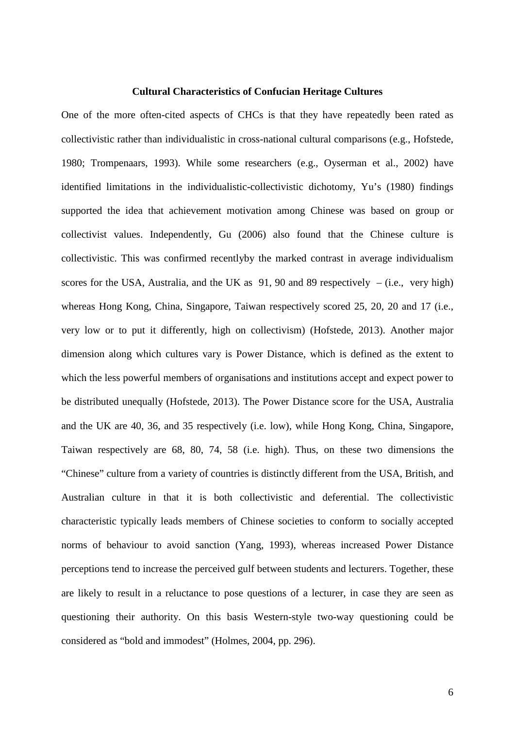**Cultural Characteristics of Confucian Heritage Cultures**

One of the more often-cited aspects of CHCs is that they have repeatedly been rated as collectivistic rather than individualistic in cross-national cultural comparisons (e.g., Hofstede, 1980; Trompenaars, 1993). While some researchers (e.g., Oyserman et al., 2002) have identified limitations in the individualistic-collectivistic dichotomy, Yu's (1980) findings supported the idea that achievement motivation among Chinese was based on group or collectivist values. Independently, Gu (2006) also found that the Chinese culture is collectivistic. This was confirmed recentlyby the marked contrast in average individualism scores for the USA, Australia, and the UK as 91, 90 and 89 respectively – (i.e., very high) whereas Hong Kong, China, Singapore, Taiwan respectively scored 25, 20, 20 and 17 (i.e., very low or to put it differently, high on collectivism) (Hofstede, 2013). Another major dimension along which cultures vary is Power Distance, which is defined as the extent to which the less powerful members of organisations and institutions accept and expect power to be distributed unequally (Hofstede, 2013). The Power Distance score for the USA, Australia and the UK are 40, 36, and 35 respectively (i.e. low), while Hong Kong, China, Singapore, Taiwan respectively are 68, 80, 74, 58 (i.e. high). Thus, on these two dimensions the "Chinese" culture from a variety of countries is distinctly different from the USA, British, and Australian culture in that it is both collectivistic and deferential. The collectivistic characteristic typically leads members of Chinese societies to conform to socially accepted norms of behaviour to avoid sanction (Yang, 1993), whereas increased Power Distance perceptions tend to increase the perceived gulf between students and lecturers. Together, these are likely to result in a reluctance to pose questions of a lecturer, in case they are seen as questioning their authority. On this basis Western-style two-way questioning could be considered as "bold and immodest" (Holmes, 2004, pp. 296).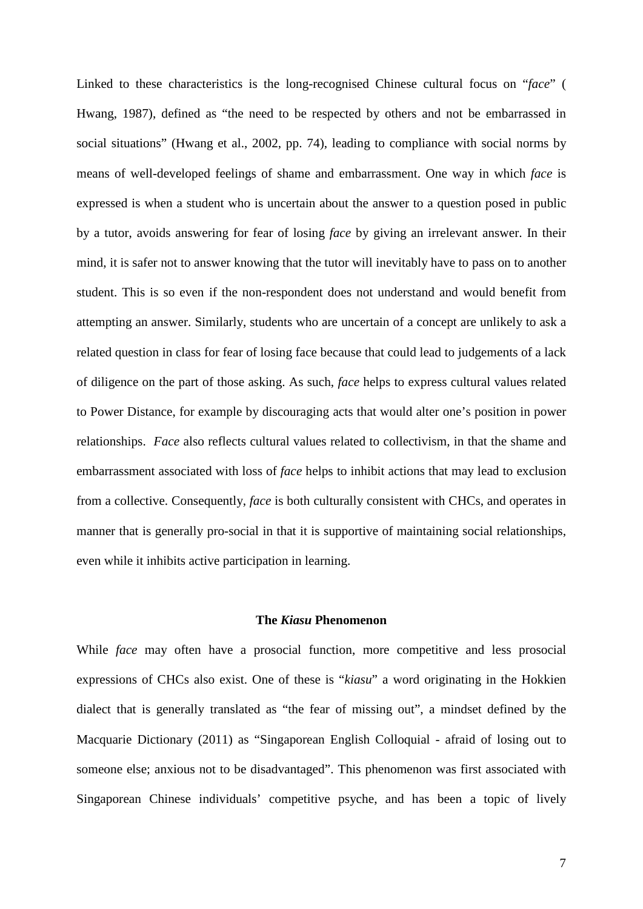Linked to these characteristics is the long-recognised Chinese cultural focus on "*face*" ( Hwang, 1987), defined as "the need to be respected by others and not be embarrassed in social situations" (Hwang et al., 2002, pp. 74), leading to compliance with social norms by means of well-developed feelings of shame and embarrassment. One way in which *face* is expressed is when a student who is uncertain about the answer to a question posed in public by a tutor, avoids answering for fear of losing *face* by giving an irrelevant answer. In their mind, it is safer not to answer knowing that the tutor will inevitably have to pass on to another student. This is so even if the non-respondent does not understand and would benefit from attempting an answer. Similarly, students who are uncertain of a concept are unlikely to ask a related question in class for fear of losing face because that could lead to judgements of a lack of diligence on the part of those asking. As such, *face* helps to express cultural values related to Power Distance, for example by discouraging acts that would alter one's position in power relationships. *Face* also reflects cultural values related to collectivism, in that the shame and embarrassment associated with loss of *face* helps to inhibit actions that may lead to exclusion from a collective. Consequently, *face* is both culturally consistent with CHCs, and operates in manner that is generally pro-social in that it is supportive of maintaining social relationships, even while it inhibits active participation in learning.

## The *Kiasu* Phenomenon

While *face* may often have a prosocial function, more competitive and less prosocial expressions of CHCs also exist. One of these is "*kiasu*" a word originating in the Hokkien dialect that is generally translated as "the fear of missing out", a mindset defined by the Macquarie Dictionary (2011) as "Singaporean English Colloquial - afraid of losing out to someone else; anxious not to be disadvantaged". This phenomenon was first associated with Singaporean Chinese individuals' competitive psyche, and has been a topic of lively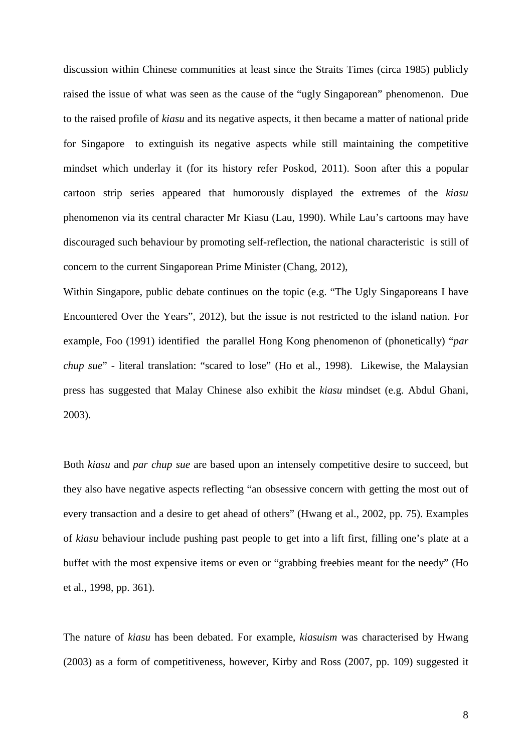discussion within Chinese communities at least since the Straits Times (circa 1985) publicly raised the issue of what was seen as the cause of the "ugly Singaporean" phenomenon. Due to the raised profile of *kiasu* and its negative aspects, it then became a matter of national pride for Singapore to extinguish its negative aspects while still maintaining the competitive mindset which underlay it (for its history refer Poskod, 2011). Soon after this a popular cartoon strip series appeared that humorously displayed the extremes of the *kiasu* phenomenon via its central character Mr Kiasu (Lau, 1990). While Lau's cartoons may have discouraged such behaviour by promoting self-reflection, the national characteristic is still of concern to the current Singaporean Prime Minister (Chang, 2012),

Within Singapore, public debate continues on the topic (e.g. "The Ugly Singaporeans I have Encountered Over the Years", 2012), but the issue is not restricted to the island nation. For example, Foo (1991) identified the parallel Hong Kong phenomenon of (phonetically) "*par chup sue*" - literal translation: "scared to lose" (Ho et al., 1998). Likewise, the Malaysian press has suggested that Malay Chinese also exhibit the *kiasu* mindset (e.g. Abdul Ghani, 2003).

Both *kiasu* and *par chup sue* are based upon an intensely competitive desire to succeed, but they also have negative aspects reflecting "an obsessive concern with getting the most out of every transaction and a desire to get ahead of others" (Hwang et al., 2002, pp. 75). Examples of *kiasu* behaviour include pushing past people to get into a lift first, filling one's plate at a buffet with the most expensive items or even or "grabbing freebies meant for the needy" (Ho et al., 1998, pp. 361).

The nature of *kiasu* has been debated. For example, *kiasuism* was characterised by Hwang (2003) as a form of competitiveness, however, Kirby and Ross (2007, pp. 109) suggested it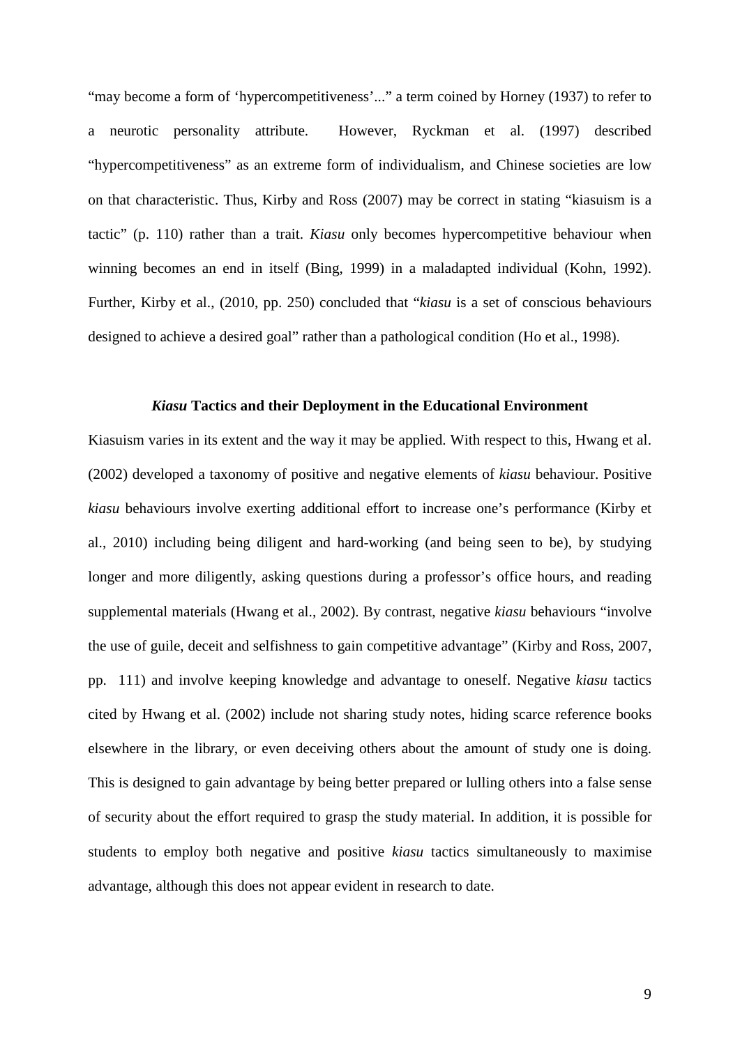"may become a form of 'hypercompetitiveness'..." a term coined by Horney (1937) to refer to a neurotic personality attribute. However, Ryckman et al. (1997) described "hypercompetitiveness" as an extreme form of individualism, and Chinese societies are low on that characteristic. Thus, Kirby and Ross (2007) may be correct in stating "kiasuism is a tactic" (p. 110) rather than a trait. *Kiasu* only becomes hypercompetitive behaviour when winning becomes an end in itself (Bing, 1999) in a maladapted individual (Kohn, 1992). Further, Kirby et al., (2010, pp. 250) concluded that "*kiasu* is a set of conscious behaviours designed to achieve a desired goal" rather than a pathological condition (Ho et al., 1998).

## *Kiasu* Tactics and their Deployment in the Educational Environment

Kiasuism varies in its extent and the way it may be applied. With respect to this, Hwang et al. (2002) developed a taxonomy of positive and negative elements of *kiasu* behaviour. Positive *kiasu* behaviours involve exerting additional effort to increase one's performance (Kirby et al., 2010) including being diligent and hard-working (and being seen to be), by studying longer and more diligently, asking questions during a professor's office hours, and reading supplemental materials (Hwang et al., 2002). By contrast, negative *kiasu* behaviours "involve the use of guile, deceit and selfishness to gain competitive advantage" (Kirby and Ross, 2007, pp. 111) and involve keeping knowledge and advantage to oneself. Negative *kiasu* tactics cited by Hwang et al. (2002) include not sharing study notes, hiding scarce reference books elsewhere in the library, or even deceiving others about the amount of study one is doing. This is designed to gain advantage by being better prepared or lulling others into a false sense of security about the effort required to grasp the study material. In addition, it is possible for students to employ both negative and positive *kiasu* tactics simultaneously to maximise advantage, although this does not appear evident in research to date.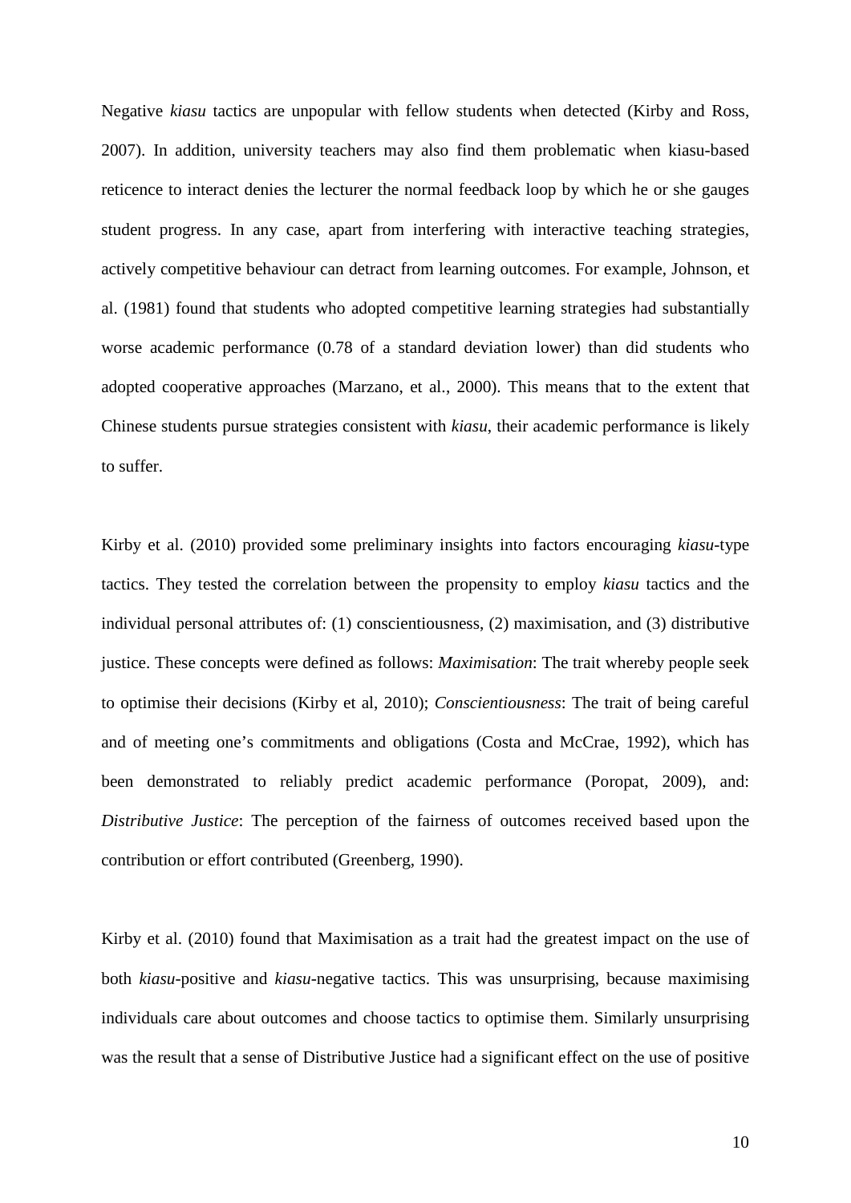Negative *kiasu* tactics are unpopular with fellow students when detected (Kirby and Ross, 2007). In addition, university teachers may also find them problematic when kiasu-based reticence to interact denies the lecturer the normal feedback loop by which he or she gauges student progress. In any case, apart from interfering with interactive teaching strategies, actively competitive behaviour can detract from learning outcomes. For example, Johnson, et al. (1981) found that students who adopted competitive learning strategies had substantially worse academic performance (0.78 of a standard deviation lower) than did students who adopted cooperative approaches (Marzano, et al., 2000). This means that to the extent that Chinese students pursue strategies consistent with *kiasu*, their academic performance is likely to suffer.

Kirby et al. (2010) provided some preliminary insights into factors encouraging *kiasu*-type tactics. They tested the correlation between the propensity to employ *kiasu* tactics and the individual personal attributes of: (1) conscientiousness, (2) maximisation, and (3) distributive justice. These concepts were defined as follows: *Maximisation*: The trait whereby people seek to optimise their decisions (Kirby et al, 2010); *Conscientiousness*: The trait of being careful and of meeting one's commitments and obligations (Costa and McCrae, 1992), which has been demonstrated to reliably predict academic performance (Poropat, 2009), and: *Distributive Justice*: The perception of the fairness of outcomes received based upon the contribution or effort contributed (Greenberg, 1990).

Kirby et al. (2010) found that Maximisation as a trait had the greatest impact on the use of both *kiasu*-positive and *kiasu*-negative tactics. This was unsurprising, because maximising individuals care about outcomes and choose tactics to optimise them. Similarly unsurprising was the result that a sense of Distributive Justice had a significant effect on the use of positive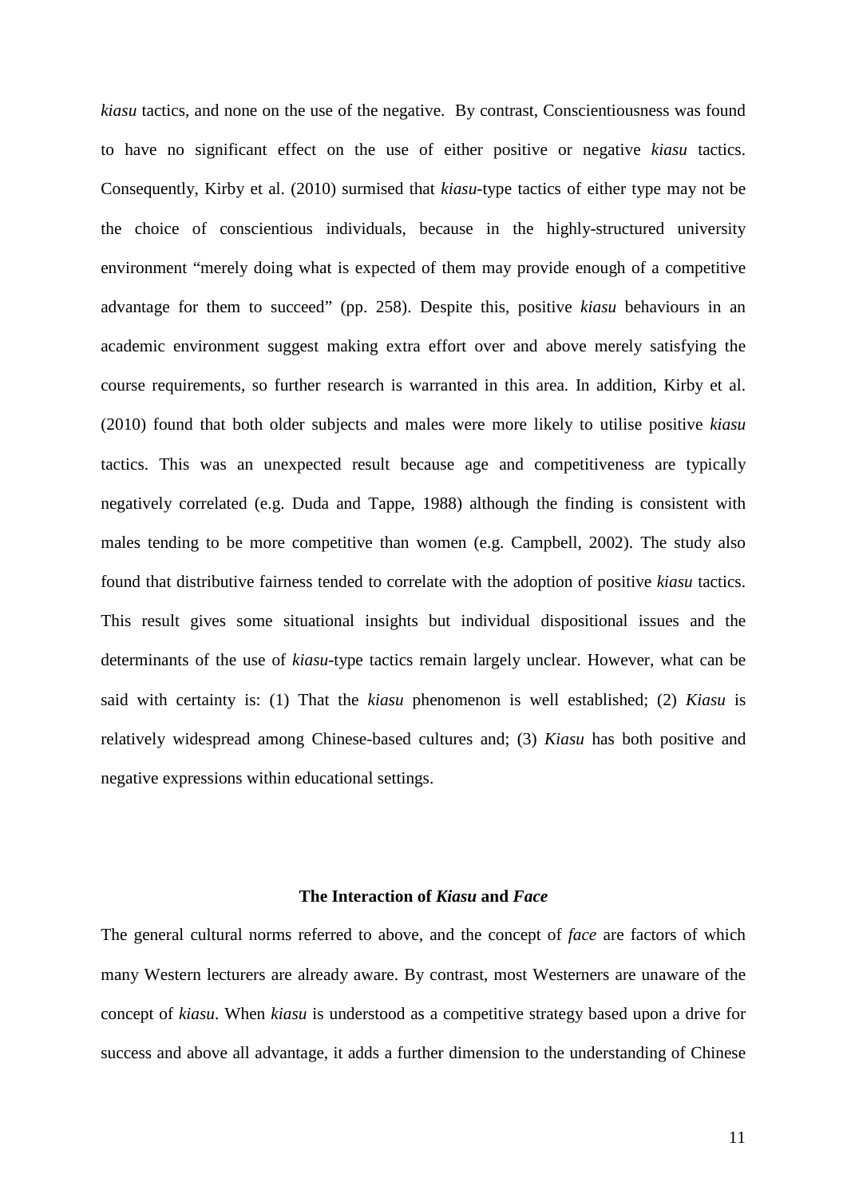*kiasu* tactics, and none on the use of the negative. By contrast, Conscientiousness was found to have no significant effect on the use of either positive or negative *kiasu* tactics. Consequently, Kirby et al. (2010) surmised that *kiasu*-type tactics of either type may not be the choice of conscientious individuals, because in the highly-structured university environment "merely doing what is expected of them may provide enough of a competitive advantage for them to succeed" (pp. 258). Despite this, positive *kiasu* behaviours in an academic environment suggest making extra effort over and above merely satisfying the course requirements, so further research is warranted in this area. In addition, Kirby et al. (2010) found that both older subjects and males were more likely to utilise positive *kiasu* tactics. This was an unexpected result because age and competitiveness are typically negatively correlated (e.g. Duda and Tappe, 1988) although the finding is consistent with males tending to be more competitive than women (e.g. Campbell, 2002). The study also found that distributive fairness tended to correlate with the adoption of positive *kiasu* tactics. This result gives some situational insights but individual dispositional issues and the determinants of the use of *kiasu*-type tactics remain largely unclear. However, what can be said with certainty is: (1) That the *kiasu* phenomenon is well established; (2) *Kiasu* is relatively widespread among Chinese-based cultures and; (3) *Kiasu* has both positive and negative expressions within educational settings.

## The Interaction of *Kiasu* and *Face*

The general cultural norms referred to above, and the concept of *face* are factors of which many Western lecturers are already aware. By contrast, most Westerners are unaware of the concept of *kiasu*. When *kiasu* is understood as a competitive strategy based upon a drive for success and above all advantage, it adds a further dimension to the understanding of Chinese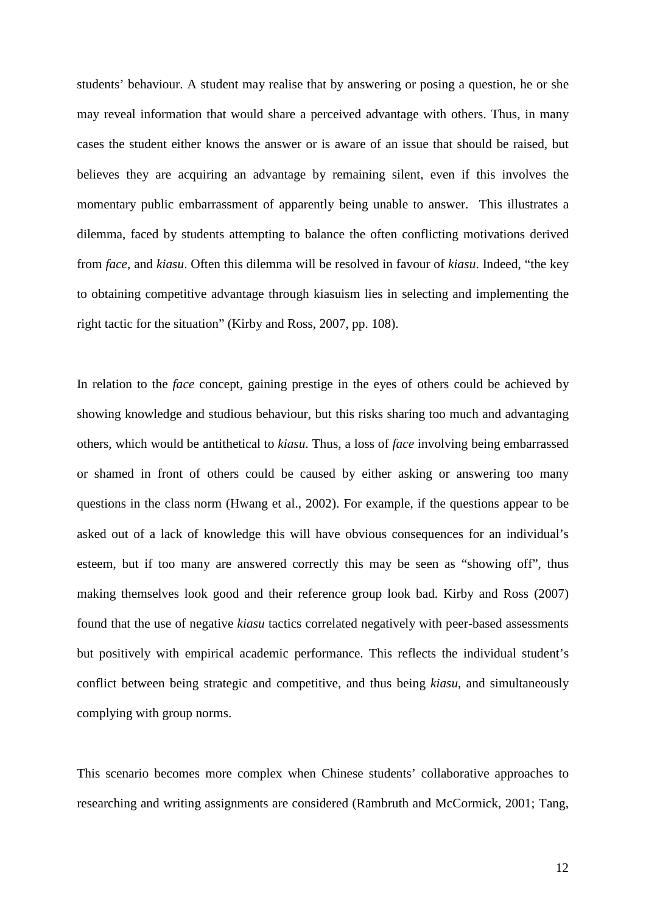students' behaviour. A student may realise that by answering or posing a question, he or she may reveal information that would share a perceived advantage with others. Thus, in many cases the student either knows the answer or is aware of an issue that should be raised, but believes they are acquiring an advantage by remaining silent, even if this involves the momentary public embarrassment of apparently being unable to answer. This illustrates a dilemma, faced by students attempting to balance the often conflicting motivations derived from *face*, and *kiasu*. Often this dilemma will be resolved in favour of *kiasu*. Indeed, "the key to obtaining competitive advantage through kiasuism lies in selecting and implementing the right tactic for the situation" (Kirby and Ross, 2007, pp. 108).

In relation to the *face* concept, gaining prestige in the eyes of others could be achieved by showing knowledge and studious behaviour, but this risks sharing too much and advantaging others, which would be antithetical to *kiasu.* Thus, a loss of *face* involving being embarrassed or shamed in front of others could be caused by either asking or answering too many questions in the class norm (Hwang et al., 2002). For example, if the questions appear to be asked out of a lack of knowledge this will have obvious consequences for an individual's esteem, but if too many are answered correctly this may be seen as "showing off", thus making themselves look good and their reference group look bad. Kirby and Ross (2007) found that the use of negative *kiasu* tactics correlated negatively with peer-based assessments but positively with empirical academic performance. This reflects the individual student's conflict between being strategic and competitive, and thus being *kiasu*, and simultaneously complying with group norms.

This scenario becomes more complex when Chinese students' collaborative approaches to researching and writing assignments are considered (Rambruth and McCormick, 2001; Tang,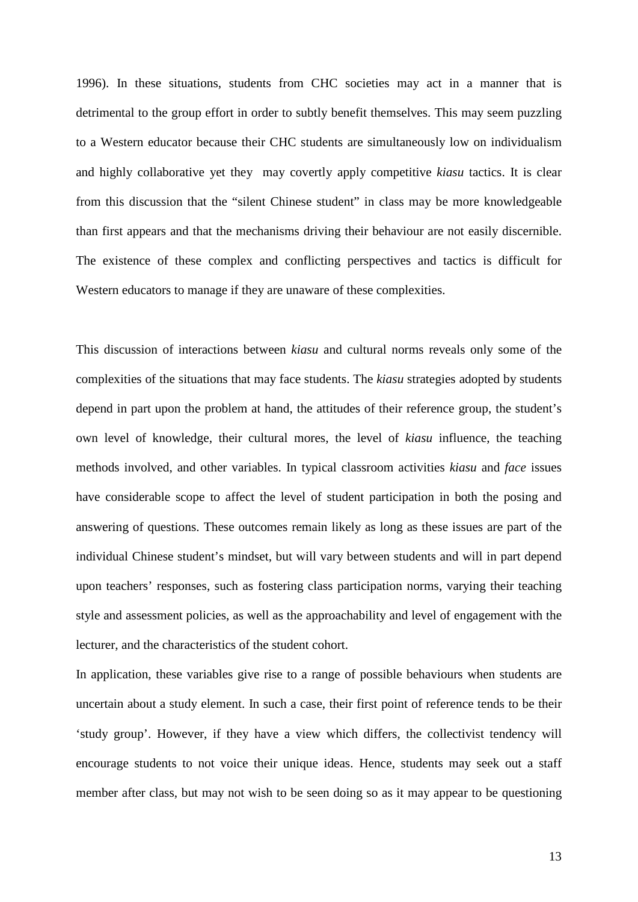1996). In these situations, students from CHC societies may act in a manner that is detrimental to the group effort in order to subtly benefit themselves. This may seem puzzling to a Western educator because their CHC students are simultaneously low on individualism and highly collaborative yet they may covertly apply competitive *kiasu* tactics. It is clear from this discussion that the "silent Chinese student" in class may be more knowledgeable than first appears and that the mechanisms driving their behaviour are not easily discernible. The existence of these complex and conflicting perspectives and tactics is difficult for Western educators to manage if they are unaware of these complexities.

This discussion of interactions between *kiasu* and cultural norms reveals only some of the complexities of the situations that may face students. The *kiasu* strategies adopted by students depend in part upon the problem at hand, the attitudes of their reference group, the student's own level of knowledge, their cultural mores, the level of *kiasu* influence, the teaching methods involved, and other variables. In typical classroom activities *kiasu* and *face* issues have considerable scope to affect the level of student participation in both the posing and answering of questions. These outcomes remain likely as long as these issues are part of the individual Chinese student's mindset, but will vary between students and will in part depend upon teachers' responses, such as fostering class participation norms, varying their teaching style and assessment policies, as well as the approachability and level of engagement with the lecturer, and the characteristics of the student cohort.

In application, these variables give rise to a range of possible behaviours when students are uncertain about a study element. In such a case, their first point of reference tends to be their 'study group'. However, if they have a view which differs, the collectivist tendency will encourage students to not voice their unique ideas. Hence, students may seek out a staff member after class, but may not wish to be seen doing so as it may appear to be questioning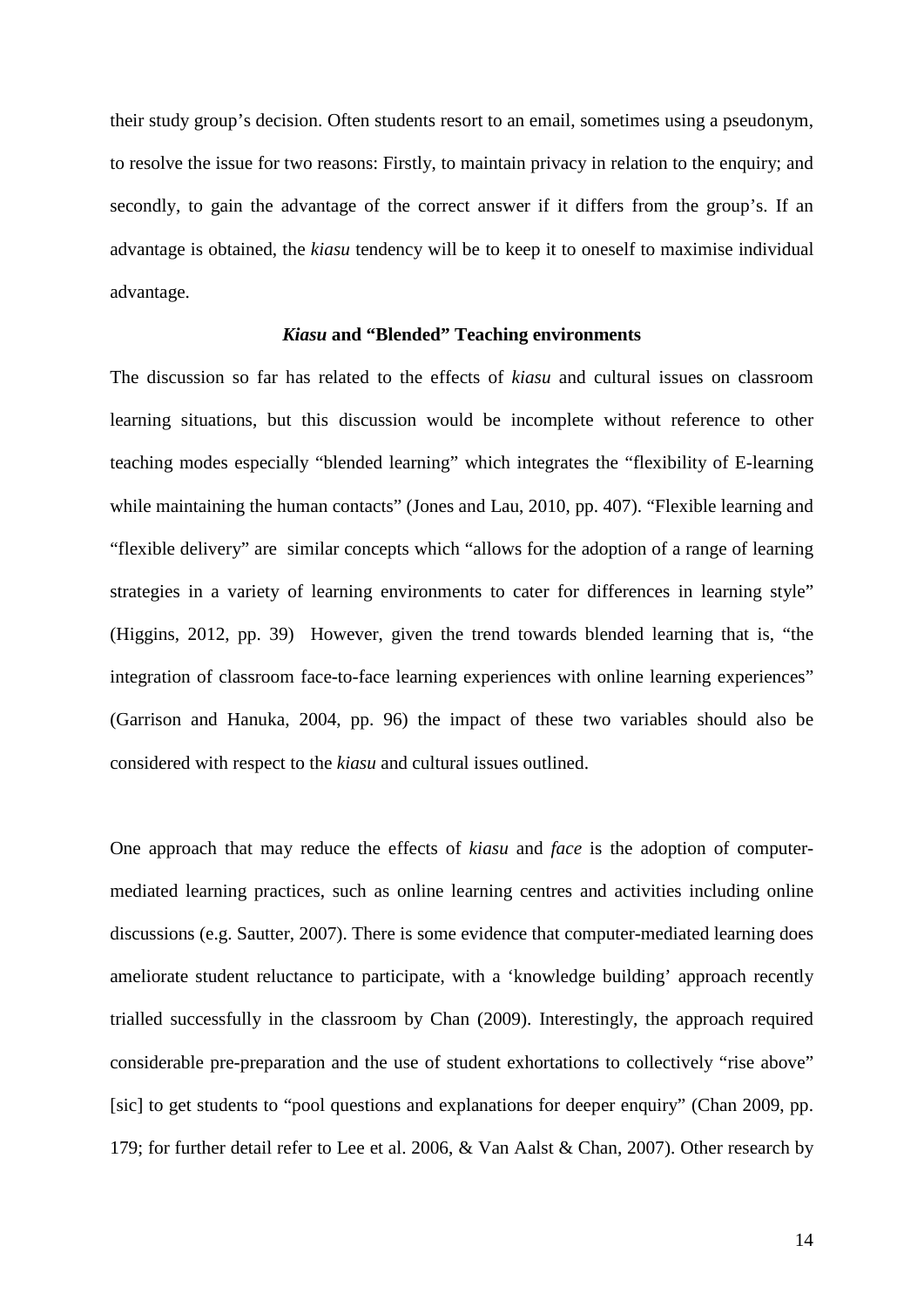their study group's decision. Often students resort to an email, sometimes using a pseudonym, to resolve the issue for two reasons: Firstly, to maintain privacy in relation to the enquiry; and secondly, to gain the advantage of the correct answer if it differs from the group's. If an advantage is obtained, the *kiasu* tendency will be to keep it to oneself to maximise individual advantage.

### *Kiasu* and "Blended" Teaching environments

The discussion so far has related to the effects of *kiasu* and cultural issues on classroom learning situations, but this discussion would be incomplete without reference to other teaching modes especially "blended learning" which integrates the "flexibility of E-learning while maintaining the human contacts" (Jones and Lau, 2010, pp. 407). "Flexible learning and "flexible delivery" are similar concepts which "allows for the adoption of a range of learning strategies in a variety of learning environments to cater for differences in learning style" (Higgins, 2012, pp. 39) However, given the trend towards blended learning that is, "the integration of classroom face-to-face learning experiences with online learning experiences" (Garrison and Hanuka, 2004, pp. 96) the impact of these two variables should also be considered with respect to the *kiasu* and cultural issues outlined.

One approach that may reduce the effects of *kiasu* and *face* is the adoption of computer-mediated learning practices, such as online learning centres and activities including online discussions (e.g. Sautter, 2007). There is some evidence that computer-mediated learning does ameliorate student reluctance to participate, with a 'knowledge building' approach recently trialled successfully in the classroom by Chan (2009). Interestingly, the approach required considerable pre-preparation and the use of student exhortations to collectively "rise above" [sic] to get students to "pool questions and explanations for deeper enquiry" (Chan 2009, pp. 179; for further detail refer to Lee et al. 2006, & Van Aalst & Chan, 2007). Other research by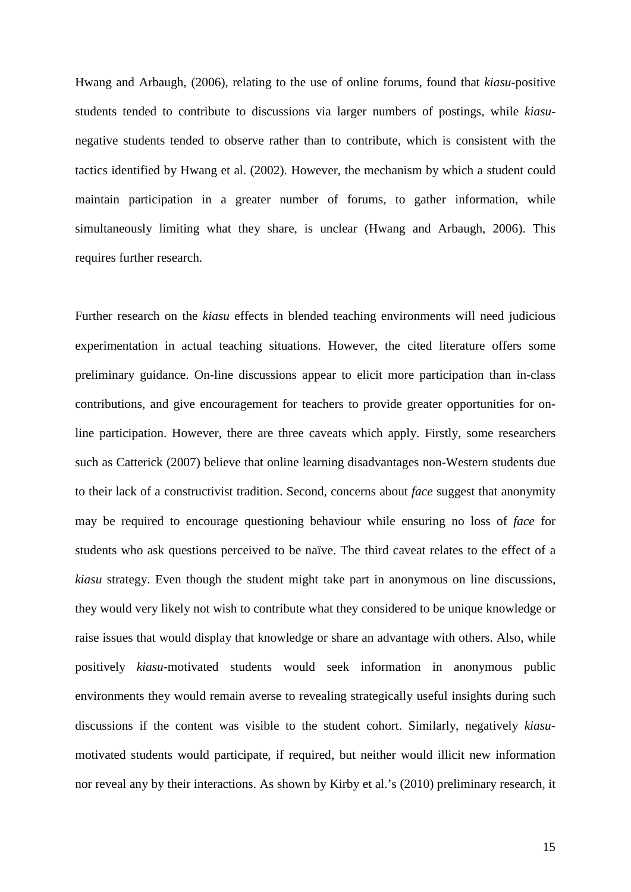Hwang and Arbaugh, (2006), relating to the use of online forums, found that *kiasu*-positive students tended to contribute to discussions via larger numbers of postings, while *kiasu*-negative students tended to observe rather than to contribute, which is consistent with the tactics identified by Hwang et al. (2002). However, the mechanism by which a student could maintain participation in a greater number of forums, to gather information, while simultaneously limiting what they share, is unclear (Hwang and Arbaugh, 2006). This requires further research.

Further research on the *kiasu* effects in blended teaching environments will need judicious experimentation in actual teaching situations. However, the cited literature offers some preliminary guidance. On-line discussions appear to elicit more participation than in-class contributions, and give encouragement for teachers to provide greater opportunities for on-line participation. However, there are three caveats which apply. Firstly, some researchers such as Catterick (2007) believe that online learning disadvantages non-Western students due to their lack of a constructivist tradition. Second, concerns about *face* suggest that anonymity may be required to encourage questioning behaviour while ensuring no loss of *face* for students who ask questions perceived to be naïve. The third caveat relates to the effect of a *kiasu* strategy. Even though the student might take part in anonymous on line discussions, they would very likely not wish to contribute what they considered to be unique knowledge or raise issues that would display that knowledge or share an advantage with others. Also, while positively *kiasu*-motivated students would seek information in anonymous public environments they would remain averse to revealing strategically useful insights during such discussions if the content was visible to the student cohort. Similarly, negatively *kiasu*-motivated students would participate, if required, but neither would illicit new information nor reveal any by their interactions. As shown by Kirby et al.'s (2010) preliminary research, it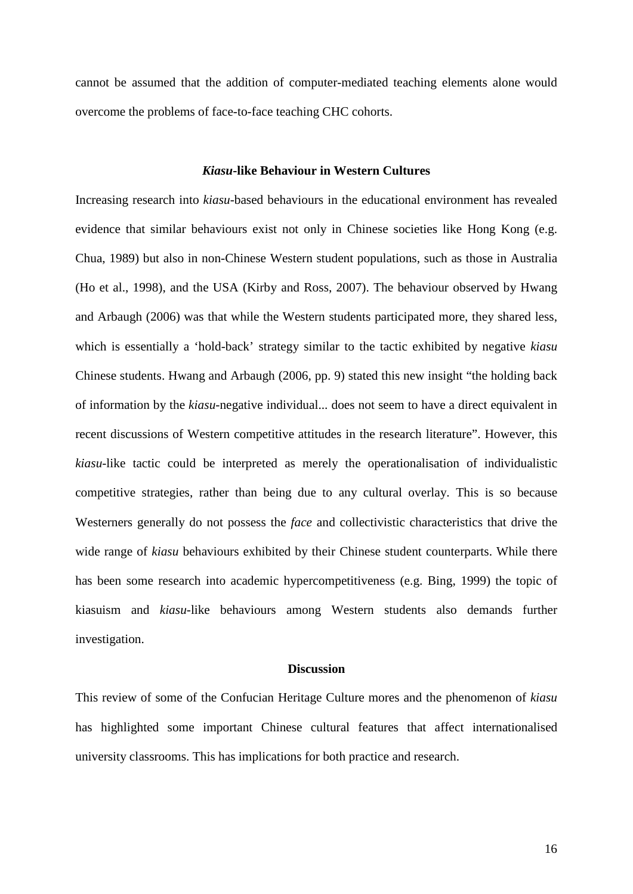cannot be assumed that the addition of computer-mediated teaching elements alone would overcome the problems of face-to-face teaching CHC cohorts.

## *Kiasu*-like Behaviour in Western Cultures

Increasing research into *kiasu*-based behaviours in the educational environment has revealed evidence that similar behaviours exist not only in Chinese societies like Hong Kong (e.g. Chua, 1989) but also in non-Chinese Western student populations, such as those in Australia (Ho et al., 1998), and the USA (Kirby and Ross, 2007). The behaviour observed by Hwang and Arbaugh (2006) was that while the Western students participated more, they shared less, which is essentially a 'hold-back' strategy similar to the tactic exhibited by negative *kiasu* Chinese students. Hwang and Arbaugh (2006, pp. 9) stated this new insight "the holding back of information by the *kiasu*-negative individual... does not seem to have a direct equivalent in recent discussions of Western competitive attitudes in the research literature". However, this *kiasu*-like tactic could be interpreted as merely the operationalisation of individualistic competitive strategies, rather than being due to any cultural overlay. This is so because Westerners generally do not possess the *face* and collectivistic characteristics that drive the wide range of *kiasu* behaviours exhibited by their Chinese student counterparts. While there has been some research into academic hypercompetitiveness (e.g. Bing, 1999) the topic of kiasuism and *kiasu*-like behaviours among Western students also demands further investigation.

## Discussion

This review of some of the Confucian Heritage Culture mores and the phenomenon of *kiasu* has highlighted some important Chinese cultural features that affect internationalised university classrooms. This has implications for both practice and research.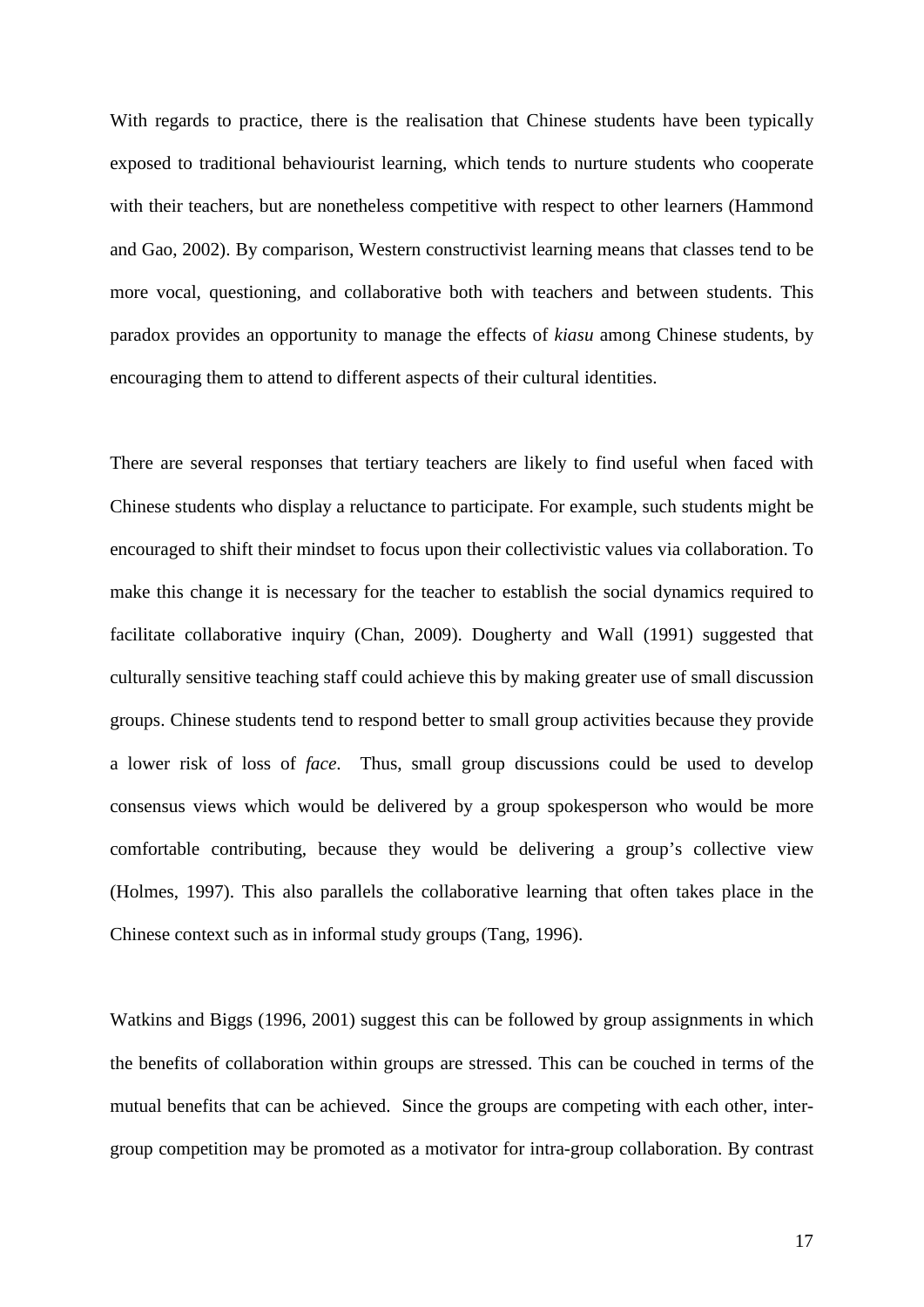With regards to practice, there is the realisation that Chinese students have been typically exposed to traditional behaviourist learning, which tends to nurture students who cooperate with their teachers, but are nonetheless competitive with respect to other learners (Hammond and Gao, 2002). By comparison, Western constructivist learning means that classes tend to be more vocal, questioning, and collaborative both with teachers and between students. This paradox provides an opportunity to manage the effects of *kiasu* among Chinese students, by encouraging them to attend to different aspects of their cultural identities.

There are several responses that tertiary teachers are likely to find useful when faced with Chinese students who display a reluctance to participate. For example, such students might be encouraged to shift their mindset to focus upon their collectivistic values via collaboration. To make this change it is necessary for the teacher to establish the social dynamics required to facilitate collaborative inquiry (Chan, 2009). Dougherty and Wall (1991) suggested that culturally sensitive teaching staff could achieve this by making greater use of small discussion groups. Chinese students tend to respond better to small group activities because they provide a lower risk of loss of *face*. Thus, small group discussions could be used to develop consensus views which would be delivered by a group spokesperson who would be more comfortable contributing, because they would be delivering a group's collective view (Holmes, 1997). This also parallels the collaborative learning that often takes place in the Chinese context such as in informal study groups (Tang, 1996).

Watkins and Biggs (1996, 2001) suggest this can be followed by group assignments in which the benefits of collaboration within groups are stressed. This can be couched in terms of the mutual benefits that can be achieved. Since the groups are competing with each other, inter-group competition may be promoted as a motivator for intra-group collaboration. By contrast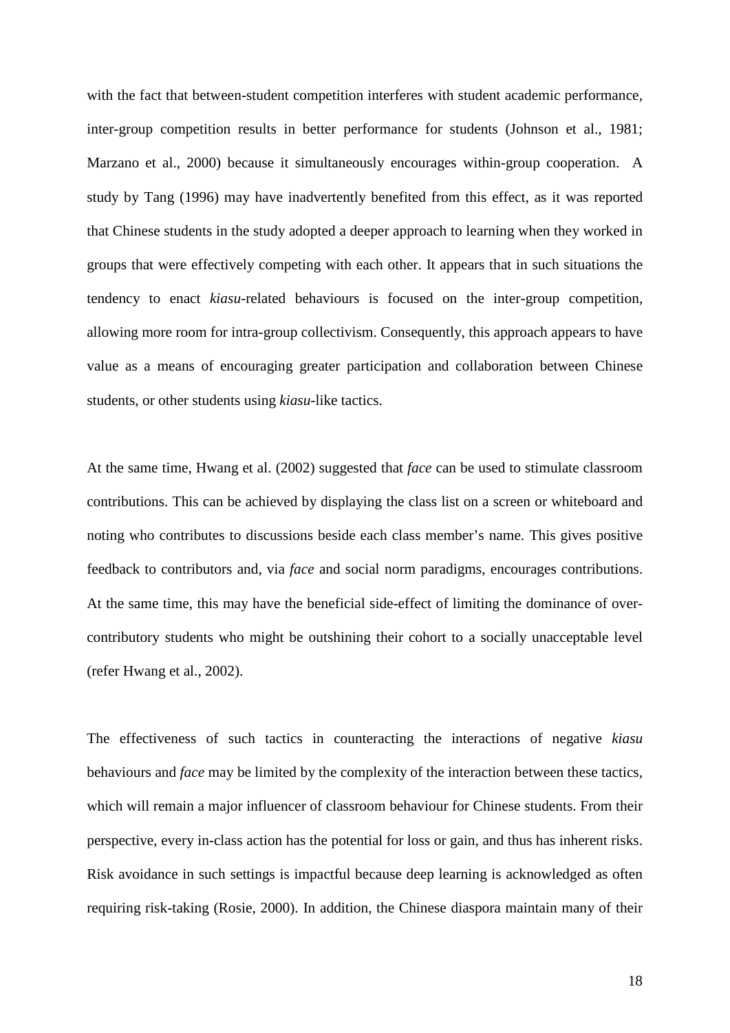with the fact that between-student competition interferes with student academic performance, inter-group competition results in better performance for students (Johnson et al., 1981; Marzano et al., 2000) because it simultaneously encourages within-group cooperation. A study by Tang (1996) may have inadvertently benefited from this effect, as it was reported that Chinese students in the study adopted a deeper approach to learning when they worked in groups that were effectively competing with each other. It appears that in such situations the tendency to enact *kiasu*-related behaviours is focused on the inter-group competition, allowing more room for intra-group collectivism. Consequently, this approach appears to have value as a means of encouraging greater participation and collaboration between Chinese students, or other students using *kiasu*-like tactics.

At the same time, Hwang et al. (2002) suggested that *face* can be used to stimulate classroom contributions. This can be achieved by displaying the class list on a screen or whiteboard and noting who contributes to discussions beside each class member's name. This gives positive feedback to contributors and, via *face* and social norm paradigms, encourages contributions. At the same time, this may have the beneficial side-effect of limiting the dominance of over-contributory students who might be outshining their cohort to a socially unacceptable level (refer Hwang et al., 2002).

The effectiveness of such tactics in counteracting the interactions of negative *kiasu* behaviours and *face* may be limited by the complexity of the interaction between these tactics, which will remain a major influencer of classroom behaviour for Chinese students. From their perspective, every in-class action has the potential for loss or gain, and thus has inherent risks. Risk avoidance in such settings is impactful because deep learning is acknowledged as often requiring risk-taking (Rosie, 2000). In addition, the Chinese diaspora maintain many of their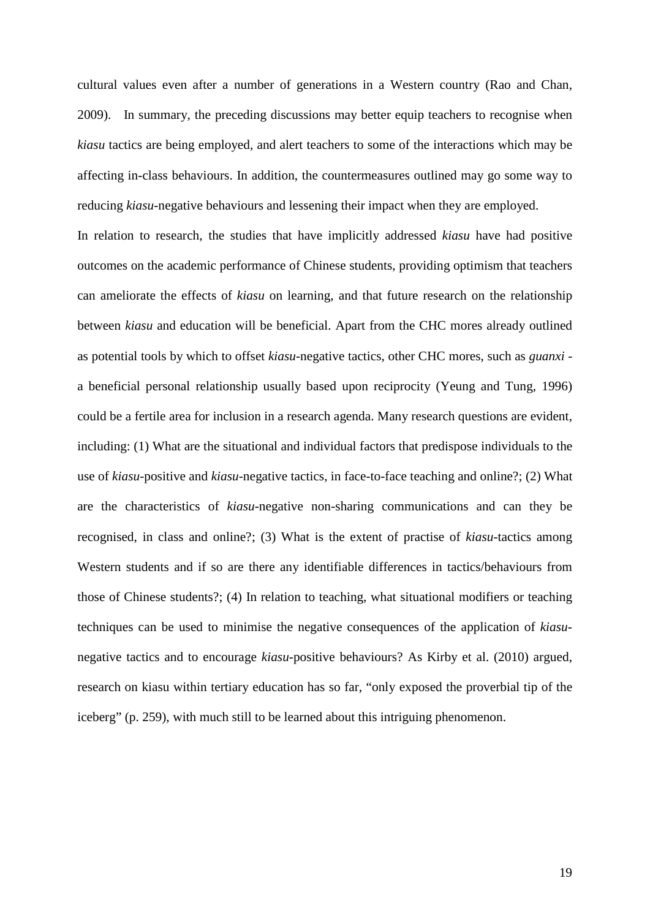cultural values even after a number of generations in a Western country (Rao and Chan, 2009). In summary, the preceding discussions may better equip teachers to recognise when *kiasu* tactics are being employed, and alert teachers to some of the interactions which may be affecting in-class behaviours. In addition, the countermeasures outlined may go some way to reducing *kiasu*-negative behaviours and lessening their impact when they are employed.

In relation to research, the studies that have implicitly addressed *kiasu* have had positive outcomes on the academic performance of Chinese students, providing optimism that teachers can ameliorate the effects of *kiasu* on learning, and that future research on the relationship between *kiasu* and education will be beneficial. Apart from the CHC mores already outlined as potential tools by which to offset *kiasu*-negative tactics, other CHC mores, such as *guanxi* - a beneficial personal relationship usually based upon reciprocity (Yeung and Tung, 1996) could be a fertile area for inclusion in a research agenda. Many research questions are evident, including: (1) What are the situational and individual factors that predispose individuals to the use of *kiasu*-positive and *kiasu*-negative tactics, in face-to-face teaching and online?; (2) What are the characteristics of *kiasu*-negative non-sharing communications and can they be recognised, in class and online?; (3) What is the extent of practise of *kiasu*-tactics among Western students and if so are there any identifiable differences in tactics/behaviours from those of Chinese students?; (4) In relation to teaching, what situational modifiers or teaching techniques can be used to minimise the negative consequences of the application of *kiasu*-negative tactics and to encourage *kiasu*-positive behaviours? As Kirby et al. (2010) argued, research on kiasu within tertiary education has so far, "only exposed the proverbial tip of the iceberg" (p. 259), with much still to be learned about this intriguing phenomenon.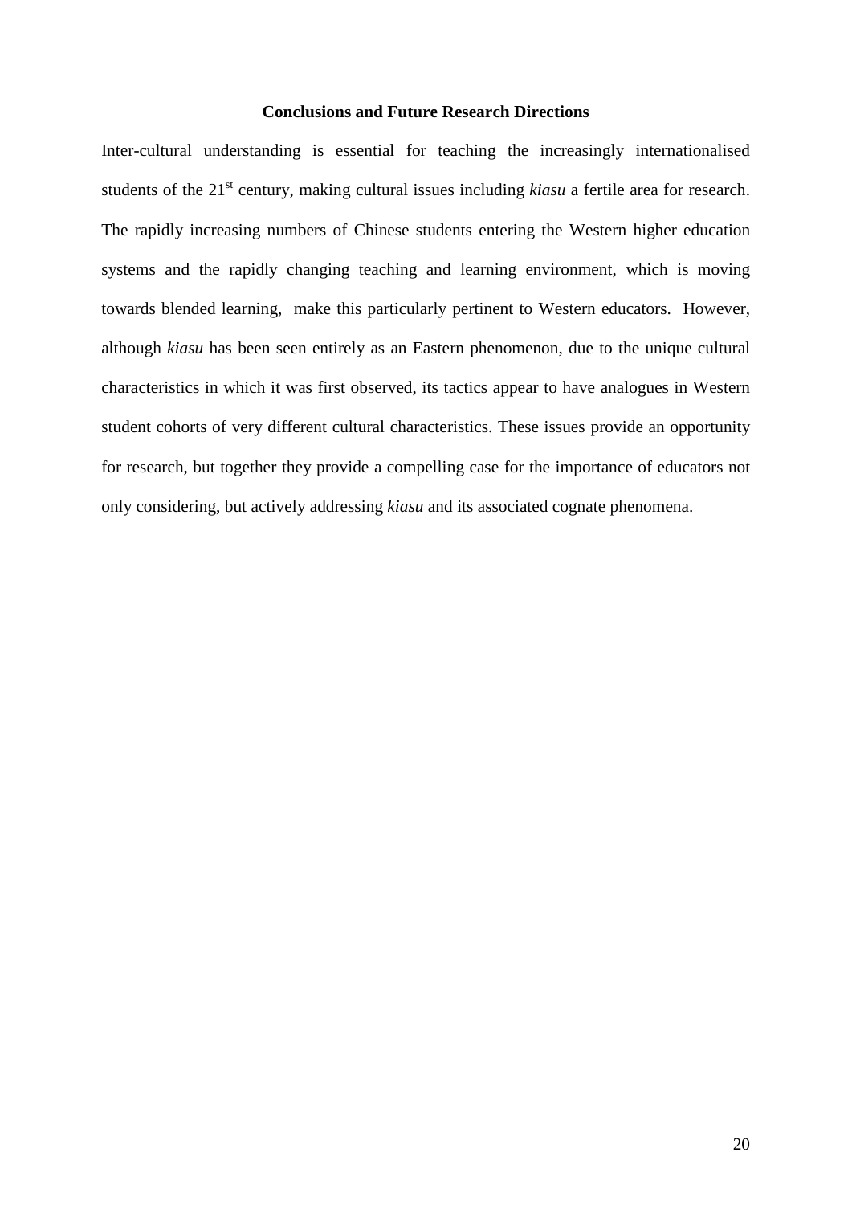## Conclusions and Future Research Directions

Inter-cultural understanding is essential for teaching the increasingly internationalised students of the 21st century, making cultural issues including *kiasu* a fertile area for research. The rapidly increasing numbers of Chinese students entering the Western higher education systems and the rapidly changing teaching and learning environment, which is moving towards blended learning, make this particularly pertinent to Western educators. However, although *kiasu* has been seen entirely as an Eastern phenomenon, due to the unique cultural characteristics in which it was first observed, its tactics appear to have analogues in Western student cohorts of very different cultural characteristics. These issues provide an opportunity for research, but together they provide a compelling case for the importance of educators not only considering, but actively addressing *kiasu* and its associated cognate phenomena.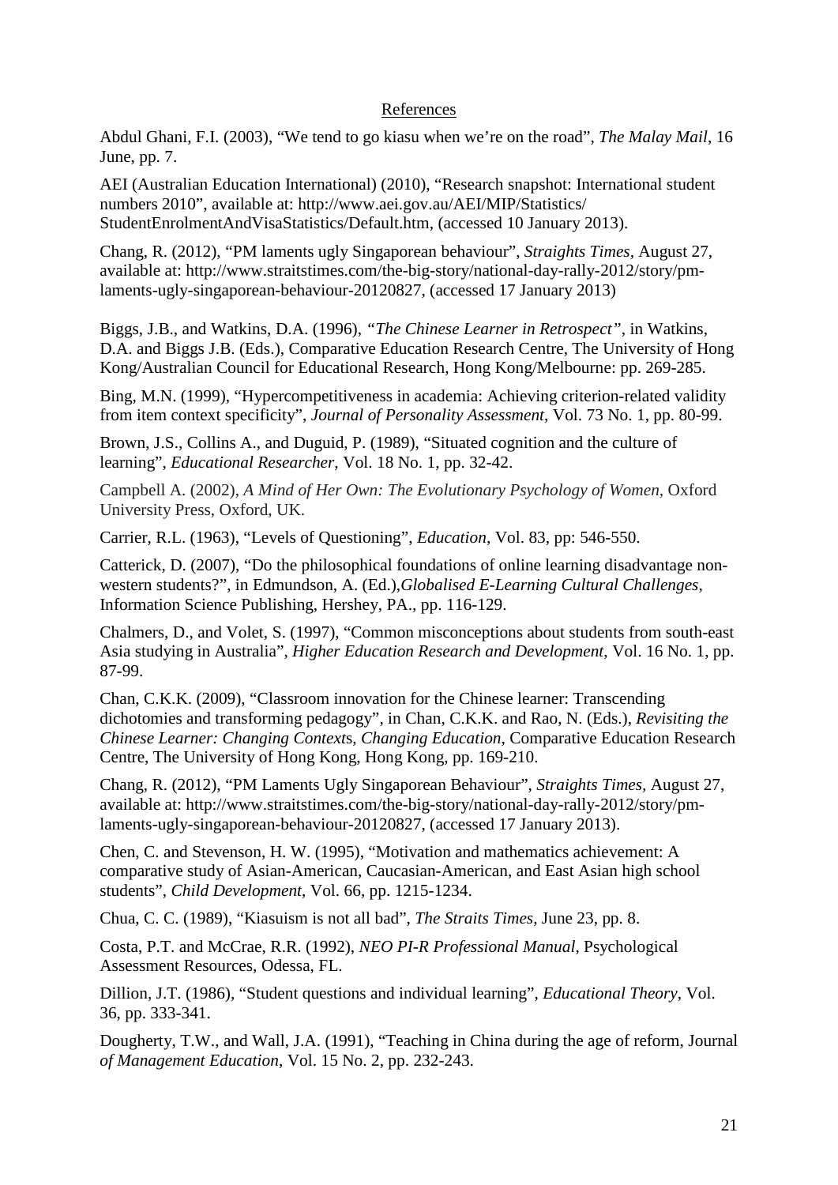References

Abdul Ghani, F.I. (2003), "We tend to go kiasu when we're on the road", *The Malay Mail*, 16 June, pp. 7.

AEI (Australian Education International) (2010), "Research snapshot: International student numbers 2010", available at: http://www.aei.gov.au/AEI/MIP/Statistics/ StudentEnrolmentAndVisaStatistics/Default.htm, (accessed 10 January 2013).

Chang, R. (2012), "PM laments ugly Singaporean behaviour", *Straights Times*, August 27, available at: http://www.straitstimes.com/the-big-story/national-day-rally-2012/story/pm-laments-ugly-singaporean-behaviour-20120827, (accessed 17 January 2013)

Biggs, J.B., and Watkins, D.A. (1996), *"The Chinese Learner in Retrospect"*, in Watkins, D.A. and Biggs J.B. (Eds.), Comparative Education Research Centre, The University of Hong Kong/Australian Council for Educational Research, Hong Kong/Melbourne: pp. 269-285.

Bing, M.N. (1999), "Hypercompetitiveness in academia: Achieving criterion-related validity from item context specificity", *Journal of Personality Assessment*, Vol. 73 No. 1, pp. 80-99.

Brown, J.S., Collins A., and Duguid, P. (1989), "Situated cognition and the culture of learning", *Educational Researcher*, Vol. 18 No. 1, pp. 32-42.

Campbell A. (2002), *A Mind of Her Own: The Evolutionary Psychology of Women*, Oxford University Press, Oxford, UK.

Carrier, R.L. (1963), "Levels of Questioning", *Education*, Vol. 83, pp: 546-550.

Catterick, D. (2007), "Do the philosophical foundations of online learning disadvantage non-western students?", in Edmundson, A. (Ed.),*Globalised E-Learning Cultural Challenges*, Information Science Publishing, Hershey, PA., pp. 116-129.

Chalmers, D., and Volet, S. (1997), "Common misconceptions about students from south-east Asia studying in Australia", *Higher Education Research and Development*, Vol. 16 No. 1, pp. 87-99.

Chan, C.K.K. (2009), "Classroom innovation for the Chinese learner: Transcending dichotomies and transforming pedagogy", in Chan, C.K.K. and Rao, N. (Eds.), *Revisiting the Chinese Learner: Changing Contexts, Changing Education*, Comparative Education Research Centre, The University of Hong Kong, Hong Kong, pp. 169-210.

Chang, R. (2012), "PM Laments Ugly Singaporean Behaviour", *Straights Times*, August 27, available at: http://www.straitstimes.com/the-big-story/national-day-rally-2012/story/pm-laments-ugly-singaporean-behaviour-20120827, (accessed 17 January 2013).

Chen, C. and Stevenson, H. W. (1995), "Motivation and mathematics achievement: A comparative study of Asian-American, Caucasian-American, and East Asian high school students", *Child Development*, Vol. 66, pp. 1215-1234.

Chua, C. C. (1989), "Kiasuism is not all bad", *The Straits Times*, June 23, pp. 8.

Costa, P.T. and McCrae, R.R. (1992), *NEO PI-R Professional Manual*, Psychological Assessment Resources, Odessa, FL.

Dillion, J.T. (1986), "Student questions and individual learning", *Educational Theory*, Vol. 36, pp. 333-341.

Dougherty, T.W., and Wall, J.A. (1991), "Teaching in China during the age of reform, Journal *of Management Education*, Vol. 15 No. 2, pp. 232-243.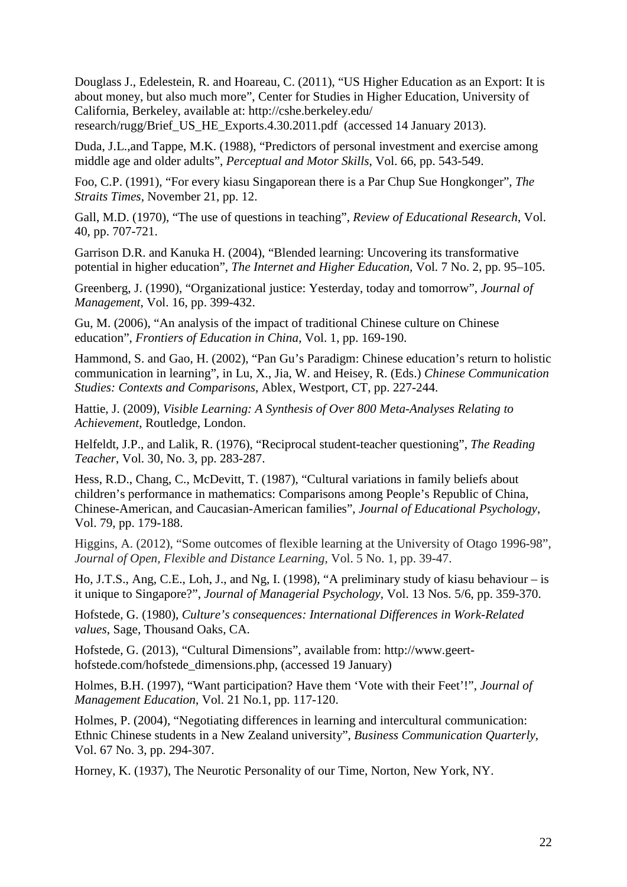Douglass J., Edelestein, R. and Hoareau, C. (2011), "US Higher Education as an Export: It is about money, but also much more", Center for Studies in Higher Education, University of California, Berkeley, available at: http://cshe.berkeley.edu/ research/rugg/Brief_US_HE_Exports.4.30.2011.pdf (accessed 14 January 2013).

Duda, J.L.,and Tappe, M.K. (1988), "Predictors of personal investment and exercise among middle age and older adults", *Perceptual and Motor Skills*, Vol. 66, pp. 543-549.

Foo, C.P. (1991), "For every kiasu Singaporean there is a Par Chup Sue Hongkonger", *The Straits Times*, November 21, pp. 12.

Gall, M.D. (1970), "The use of questions in teaching", *Review of Educational Research*, Vol. 40, pp. 707-721.

Garrison D.R. and Kanuka H. (2004), "Blended learning: Uncovering its transformative potential in higher education", *The Internet and Higher Education*, Vol. 7 No. 2, pp. 95–105.

Greenberg, J. (1990), "Organizational justice: Yesterday, today and tomorrow", *Journal of Management*, Vol. 16, pp. 399-432.

Gu, M. (2006), "An analysis of the impact of traditional Chinese culture on Chinese education", *Frontiers of Education in China*, Vol. 1, pp. 169-190.

Hammond, S. and Gao, H. (2002), "Pan Gu's Paradigm: Chinese education's return to holistic communication in learning", in Lu, X., Jia, W. and Heisey, R. (Eds.) *Chinese Communication Studies: Contexts and Comparisons*, Ablex, Westport, CT, pp. 227-244.

Hattie, J. (2009), *Visible Learning: A Synthesis of Over 800 Meta-Analyses Relating to Achievement*, Routledge, London.

Helfeldt, J.P., and Lalik, R. (1976), "Reciprocal student-teacher questioning", *The Reading Teacher*, Vol. 30, No. 3, pp. 283-287.

Hess, R.D., Chang, C., McDevitt, T. (1987), "Cultural variations in family beliefs about children's performance in mathematics: Comparisons among People's Republic of China, Chinese-American, and Caucasian-American families", *Journal of Educational Psychology*, Vol. 79, pp. 179-188.

Higgins, A. (2012), "Some outcomes of flexible learning at the University of Otago 1996-98", *Journal of Open, Flexible and Distance Learning*, Vol. 5 No. 1, pp. 39-47.

Ho, J.T.S., Ang, C.E., Loh, J., and Ng, I. (1998), "A preliminary study of kiasu behaviour – is it unique to Singapore?", *Journal of Managerial Psychology*, Vol. 13 Nos. 5/6, pp. 359-370.

Hofstede, G. (1980), *Culture's consequences: International Differences in Work-Related values*, Sage, Thousand Oaks, CA.

Hofstede, G. (2013), "Cultural Dimensions", available from: http://www.geert-hofstede.com/hofstede_dimensions.php, (accessed 19 January)

Holmes, B.H. (1997), "Want participation? Have them 'Vote with their Feet'!", *Journal of Management Education*, Vol. 21 No.1, pp. 117-120.

Holmes, P. (2004), "Negotiating differences in learning and intercultural communication: Ethnic Chinese students in a New Zealand university", *Business Communication Quarterly*, Vol. 67 No. 3, pp. 294-307.

Horney, K. (1937), The Neurotic Personality of our Time, Norton, New York, NY.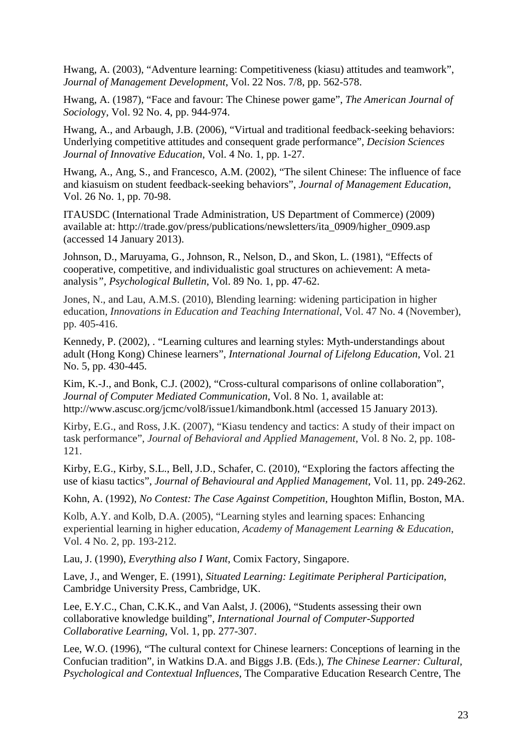Hwang, A. (2003), "Adventure learning: Competitiveness (kiasu) attitudes and teamwork", *Journal of Management Development*, Vol. 22 Nos. 7/8, pp. 562-578.

Hwang, A. (1987), "Face and favour: The Chinese power game", *The American Journal of Sociology*, Vol. 92 No. 4, pp. 944-974.

Hwang, A., and Arbaugh, J.B. (2006), "Virtual and traditional feedback-seeking behaviors: Underlying competitive attitudes and consequent grade performance", *Decision Sciences Journal of Innovative Education*, Vol. 4 No. 1, pp. 1-27.

Hwang, A., Ang, S., and Francesco, A.M. (2002), "The silent Chinese: The influence of face and kiasuism on student feedback-seeking behaviors", *Journal of Management Education*, Vol. 26 No. 1, pp. 70-98.

ITAUSDC (International Trade Administration, US Department of Commerce) (2009) available at: http://trade.gov/press/publications/newsletters/ita_0909/higher_0909.asp (accessed 14 January 2013).

Johnson, D., Maruyama, G., Johnson, R., Nelson, D., and Skon, L. (1981), "Effects of cooperative, competitive, and individualistic goal structures on achievement: A meta-analysis", *Psychological Bulletin*, Vol. 89 No. 1, pp. 47-62.

Jones, N., and Lau, A.M.S. (2010), Blending learning: widening participation in higher education, *Innovations in Education and Teaching International*, Vol. 47 No. 4 (November), pp. 405-416.

Kennedy, P. (2002), . "Learning cultures and learning styles: Myth-understandings about adult (Hong Kong) Chinese learners", *International Journal of Lifelong Education*, Vol. 21 No. 5, pp. 430-445.

Kim, K.-J., and Bonk, C.J. (2002), "Cross-cultural comparisons of online collaboration", *Journal of Computer Mediated Communication*, Vol. 8 No. 1, available at: http://www.ascusc.org/jcmc/vol8/issue1/kimandbonk.html (accessed 15 January 2013).

Kirby, E.G., and Ross, J.K. (2007), "Kiasu tendency and tactics: A study of their impact on task performance", *Journal of Behavioral and Applied Management*, Vol. 8 No. 2, pp. 108-121.

Kirby, E.G., Kirby, S.L., Bell, J.D., Schafer, C. (2010), "Exploring the factors affecting the use of kiasu tactics", *Journal of Behavioural and Applied Management*, Vol. 11, pp. 249-262.

Kohn, A. (1992), *No Contest: The Case Against Competition*, Houghton Miflin, Boston, MA.

Kolb, A.Y. and Kolb, D.A. (2005), "Learning styles and learning spaces: Enhancing experiential learning in higher education, *Academy of Management Learning & Education*, Vol. 4 No. 2, pp. 193-212.

Lau, J. (1990), *Everything also I Want*, Comix Factory, Singapore.

Lave, J., and Wenger, E. (1991), *Situated Learning: Legitimate Peripheral Participation*, Cambridge University Press, Cambridge, UK.

Lee, E.Y.C., Chan, C.K.K., and Van Aalst, J. (2006), "Students assessing their own collaborative knowledge building", *International Journal of Computer-Supported Collaborative Learning*, Vol. 1, pp. 277-307.

Lee, W.O. (1996), "The cultural context for Chinese learners: Conceptions of learning in the Confucian tradition", in Watkins D.A. and Biggs J.B. (Eds.), *The Chinese Learner: Cultural, Psychological and Contextual Influences*, The Comparative Education Research Centre, The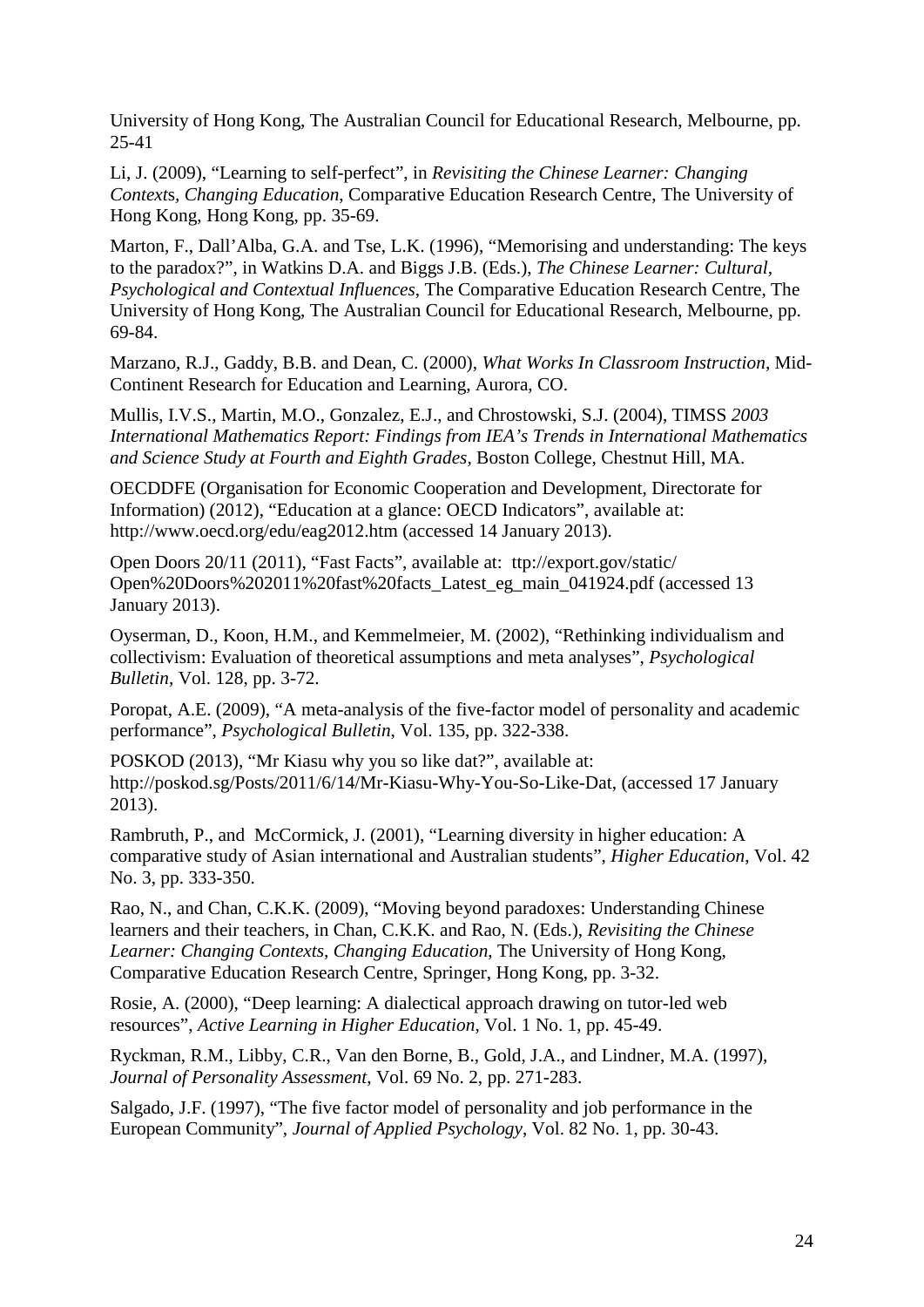University of Hong Kong, The Australian Council for Educational Research, Melbourne, pp. 25-41

Li, J. (2009), "Learning to self-perfect", in *Revisiting the Chinese Learner: Changing Contexts, Changing Education*, Comparative Education Research Centre, The University of Hong Kong, Hong Kong, pp. 35-69.

Marton, F., Dall'Alba, G.A. and Tse, L.K. (1996), "Memorising and understanding: The keys to the paradox?", in Watkins D.A. and Biggs J.B. (Eds.), *The Chinese Learner: Cultural, Psychological and Contextual Influences*, The Comparative Education Research Centre, The University of Hong Kong, The Australian Council for Educational Research, Melbourne, pp. 69-84.

Marzano, R.J., Gaddy, B.B. and Dean, C. (2000), *What Works In Classroom Instruction*, Mid-Continent Research for Education and Learning, Aurora, CO.

Mullis, I.V.S., Martin, M.O., Gonzalez, E.J., and Chrostowski, S.J. (2004), TIMSS *2003 International Mathematics Report: Findings from IEA's Trends in International Mathematics and Science Study at Fourth and Eighth Grades*, Boston College, Chestnut Hill, MA.

OECDDFE (Organisation for Economic Cooperation and Development, Directorate for Information) (2012), "Education at a glance: OECD Indicators", available at: http://www.oecd.org/edu/eag2012.htm (accessed 14 January 2013).

Open Doors 20/11 (2011), "Fast Facts", available at: ttp://export.gov/static/ Open%20Doors%202011%20fast%20facts_Latest_eg_main_041924.pdf (accessed 13 January 2013).

Oyserman, D., Koon, H.M., and Kemmelmeier, M. (2002), "Rethinking individualism and collectivism: Evaluation of theoretical assumptions and meta analyses", *Psychological Bulletin*, Vol. 128, pp. 3-72.

Poropat, A.E. (2009), "A meta-analysis of the five-factor model of personality and academic performance", *Psychological Bulletin*, Vol. 135, pp. 322-338.

POSKOD (2013), "Mr Kiasu why you so like dat?", available at: http://poskod.sg/Posts/2011/6/14/Mr-Kiasu-Why-You-So-Like-Dat, (accessed 17 January 2013).

Rambruth, P., and McCormick, J. (2001), "Learning diversity in higher education: A comparative study of Asian international and Australian students", *Higher Education*, Vol. 42 No. 3, pp. 333-350.

Rao, N., and Chan, C.K.K. (2009), "Moving beyond paradoxes: Understanding Chinese learners and their teachers, in Chan, C.K.K. and Rao, N. (Eds.), *Revisiting the Chinese Learner: Changing Contexts, Changing Education*, The University of Hong Kong, Comparative Education Research Centre, Springer, Hong Kong, pp. 3-32.

Rosie, A. (2000), "Deep learning: A dialectical approach drawing on tutor-led web resources", *Active Learning in Higher Education*, Vol. 1 No. 1, pp. 45-49.

Ryckman, R.M., Libby, C.R., Van den Borne, B., Gold, J.A., and Lindner, M.A. (1997), *Journal of Personality Assessment*, Vol. 69 No. 2, pp. 271-283.

Salgado, J.F. (1997), "The five factor model of personality and job performance in the European Community", *Journal of Applied Psychology*, Vol. 82 No. 1, pp. 30-43.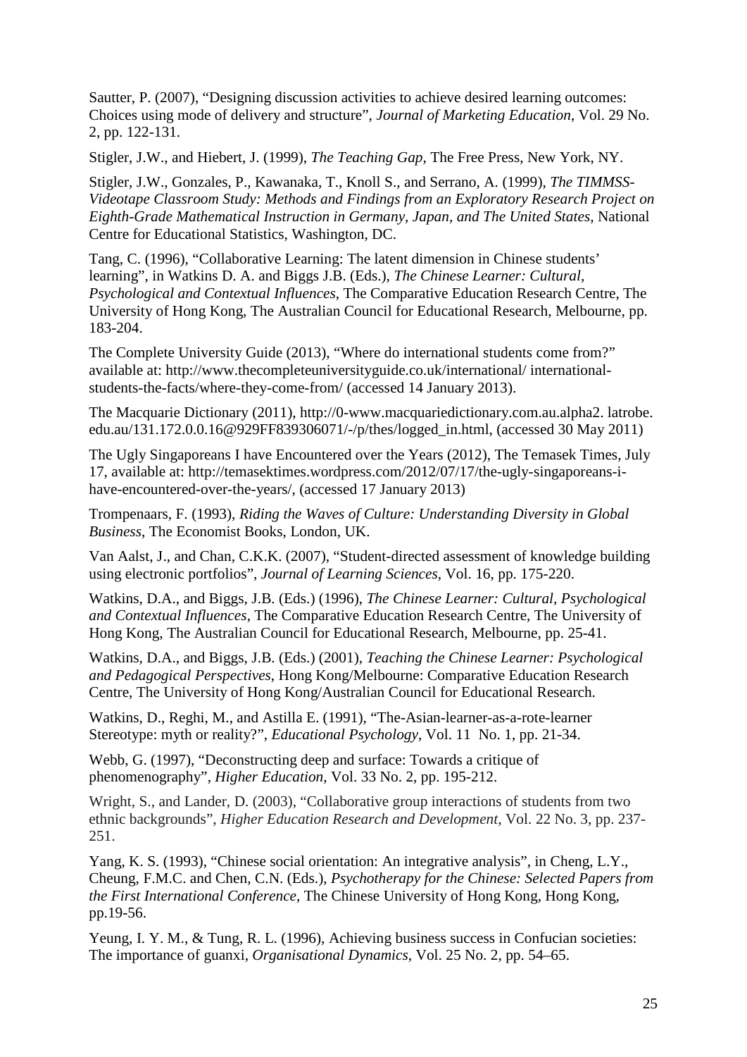Sautter, P. (2007), "Designing discussion activities to achieve desired learning outcomes: Choices using mode of delivery and structure", *Journal of Marketing Education*, Vol. 29 No. 2, pp. 122-131.

Stigler, J.W., and Hiebert, J. (1999), *The Teaching Gap*, The Free Press, New York, NY.

Stigler, J.W., Gonzales, P., Kawanaka, T., Knoll S., and Serrano, A. (1999), *The TIMMSS-Videotape Classroom Study: Methods and Findings from an Exploratory Research Project on Eighth-Grade Mathematical Instruction in Germany, Japan, and The United States*, National Centre for Educational Statistics, Washington, DC.

Tang, C. (1996), "Collaborative Learning: The latent dimension in Chinese students' learning", in Watkins D. A. and Biggs J.B. (Eds.), *The Chinese Learner: Cultural, Psychological and Contextual Influences*, The Comparative Education Research Centre, The University of Hong Kong, The Australian Council for Educational Research, Melbourne, pp. 183-204.

The Complete University Guide (2013), "Where do international students come from?" available at: http://www.thecompleteuniversityguide.co.uk/international/ international-students-the-facts/where-they-come-from/ (accessed 14 January 2013).

The Macquarie Dictionary (2011), http://0-www.macquariedictionary.com.au.alpha2. latrobe. edu.au/131.172.0.0.16@929FF839306071/-/p/thes/logged_in.html, (accessed 30 May 2011)

The Ugly Singaporeans I have Encountered over the Years (2012), The Temasek Times, July 17, available at: http://temasektimes.wordpress.com/2012/07/17/the-ugly-singaporeans-i-have-encountered-over-the-years/, (accessed 17 January 2013)

Trompenaars, F. (1993), *Riding the Waves of Culture: Understanding Diversity in Global Business*, The Economist Books, London, UK.

Van Aalst, J., and Chan, C.K.K. (2007), "Student-directed assessment of knowledge building using electronic portfolios", *Journal of Learning Sciences*, Vol. 16, pp. 175-220.

Watkins, D.A., and Biggs, J.B. (Eds.) (1996), *The Chinese Learner: Cultural, Psychological and Contextual Influences*, The Comparative Education Research Centre, The University of Hong Kong, The Australian Council for Educational Research, Melbourne, pp. 25-41.

Watkins, D.A., and Biggs, J.B. (Eds.) (2001), *Teaching the Chinese Learner: Psychological and Pedagogical Perspectives*, Hong Kong/Melbourne: Comparative Education Research Centre, The University of Hong Kong/Australian Council for Educational Research.

Watkins, D., Reghi, M., and Astilla E. (1991), "The-Asian-learner-as-a-rote-learner Stereotype: myth or reality?", *Educational Psychology*, Vol. 11 No. 1, pp. 21-34.

Webb, G. (1997), "Deconstructing deep and surface: Towards a critique of phenomenography", *Higher Education*, Vol. 33 No. 2, pp. 195-212.

Wright, S., and Lander, D. (2003), "Collaborative group interactions of students from two ethnic backgrounds", *Higher Education Research and Development*, Vol. 22 No. 3, pp. 237-251.

Yang, K. S. (1993), "Chinese social orientation: An integrative analysis", in Cheng, L.Y., Cheung, F.M.C. and Chen, C.N. (Eds.), *Psychotherapy for the Chinese: Selected Papers from the First International Conference*, The Chinese University of Hong Kong, Hong Kong, pp.19-56.

Yeung, I. Y. M., & Tung, R. L. (1996), Achieving business success in Confucian societies: The importance of guanxi, *Organisational Dynamics*, Vol. 25 No. 2, pp. 54–65.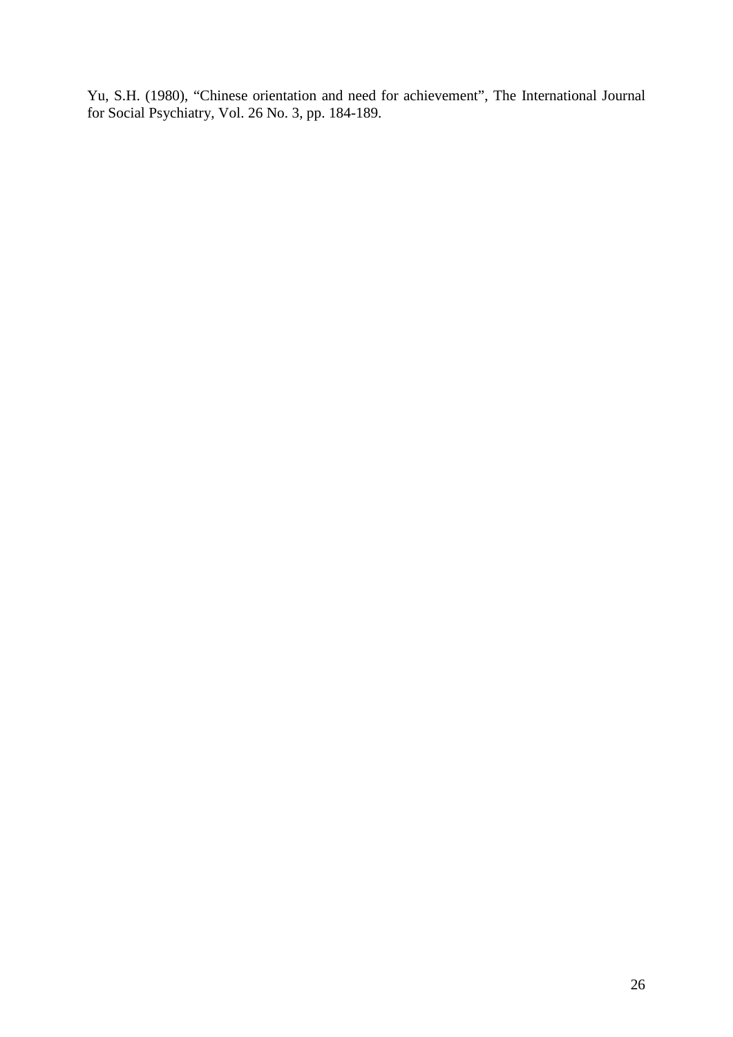Yu, S.H. (1980), “Chinese orientation and need for achievement”, The International Journal for Social Psychiatry, Vol. 26 No. 3, pp. 184-189.